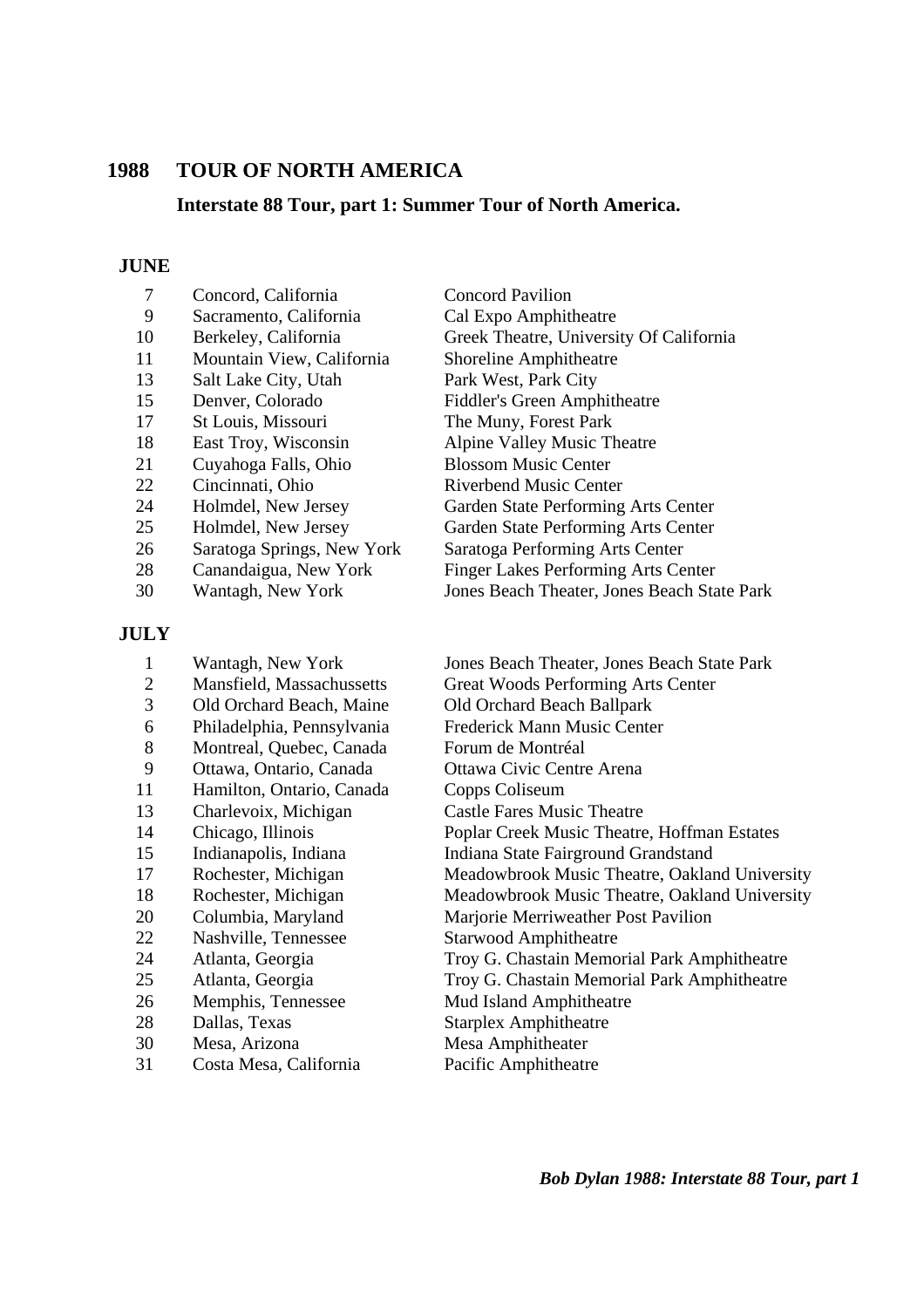# 1988 TOUR OF NORTH AMERICA

## Interstate 88 Tour, part 1: Summer Tour of North America.

### JUNE

| | | |
|---|---|---|
| 7 | Concord, California | Concord Pavilion |
| 9 | Sacramento, California | Cal Expo Amphitheatre |
| 10 | Berkeley, California | Greek Theatre, University Of California |
| 11 | Mountain View, California | Shoreline Amphitheatre |
| 13 | Salt Lake City, Utah | Park West, Park City |
| 15 | Denver, Colorado | Fiddler's Green Amphitheatre |
| 17 | St Louis, Missouri | The Muny, Forest Park |
| 18 | East Troy, Wisconsin | Alpine Valley Music Theatre |
| 21 | Cuyahoga Falls, Ohio | Blossom Music Center |
| 22 | Cincinnati, Ohio | Riverbend Music Center |
| 24 | Holmdel, New Jersey | Garden State Performing Arts Center |
| 25 | Holmdel, New Jersey | Garden State Performing Arts Center |
| 26 | Saratoga Springs, New York | Saratoga Performing Arts Center |
| 28 | Canandaigua, New York | Finger Lakes Performing Arts Center |
| 30 | Wantagh, New York | Jones Beach Theater, Jones Beach State Park |

### JULY

| | | |
|---|---|---|
| 1 | Wantagh, New York | Jones Beach Theater, Jones Beach State Park |
| 2 | Mansfield, Massachussetts | Great Woods Performing Arts Center |
| 3 | Old Orchard Beach, Maine | Old Orchard Beach Ballpark |
| 6 | Philadelphia, Pennsylvania | Frederick Mann Music Center |
| 8 | Montreal, Quebec, Canada | Forum de Montréal |
| 9 | Ottawa, Ontario, Canada | Ottawa Civic Centre Arena |
| 11 | Hamilton, Ontario, Canada | Copps Coliseum |
| 13 | Charlevoix, Michigan | Castle Fares Music Theatre |
| 14 | Chicago, Illinois | Poplar Creek Music Theatre, Hoffman Estates |
| 15 | Indianapolis, Indiana | Indiana State Fairground Grandstand |
| 17 | Rochester, Michigan | Meadowbrook Music Theatre, Oakland University |
| 18 | Rochester, Michigan | Meadowbrook Music Theatre, Oakland University |
| 20 | Columbia, Maryland | Marjorie Merriweather Post Pavilion |
| 22 | Nashville, Tennessee | Starwood Amphitheatre |
| 24 | Atlanta, Georgia | Troy G. Chastain Memorial Park Amphitheatre |
| 25 | Atlanta, Georgia | Troy G. Chastain Memorial Park Amphitheatre |
| 26 | Memphis, Tennessee | Mud Island Amphitheatre |
| 28 | Dallas, Texas | Starplex Amphitheatre |
| 30 | Mesa, Arizona | Mesa Amphitheater |
| 31 | Costa Mesa, California | Pacific Amphitheatre |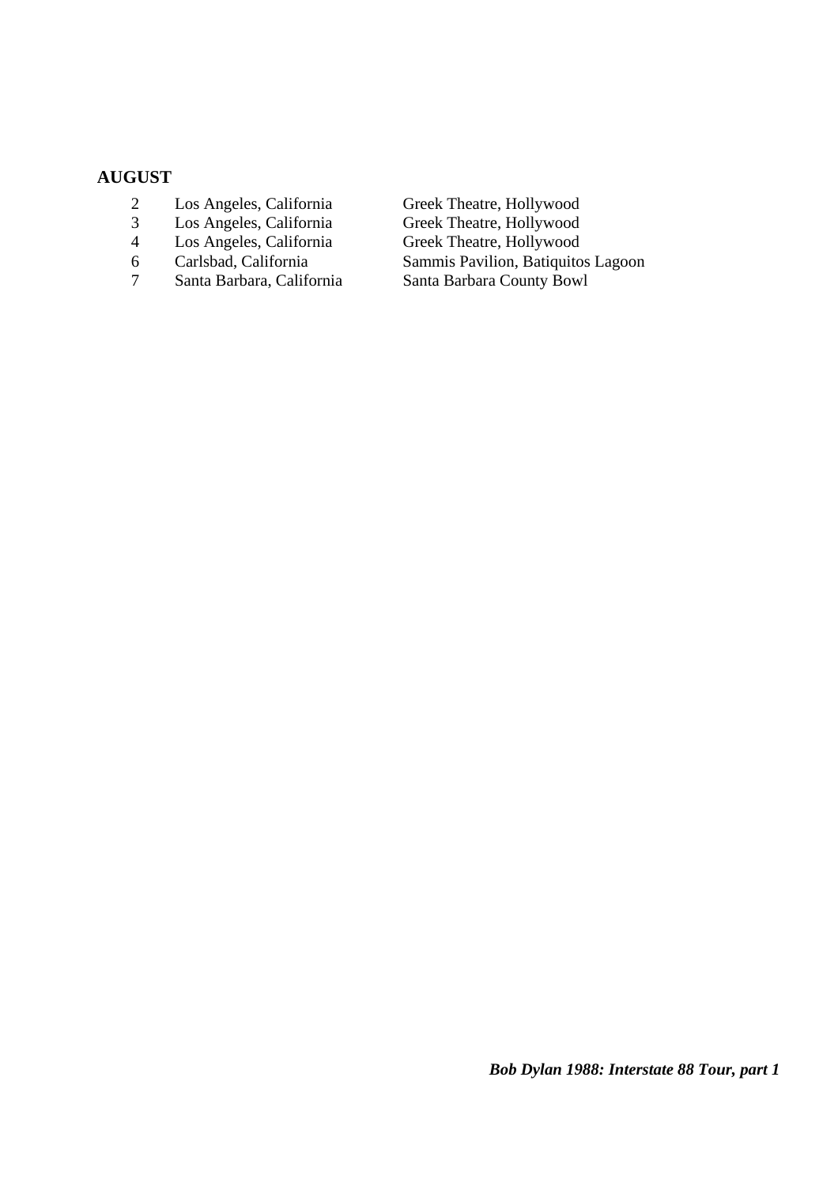## AUGUST

| | | |
|---|---|---|
| 2 | Los Angeles, California | Greek Theatre, Hollywood |
| 3 | Los Angeles, California | Greek Theatre, Hollywood |
| 4 | Los Angeles, California | Greek Theatre, Hollywood |
| 6 | Carlsbad, California | Sammis Pavilion, Batiquitos Lagoon |
| 7 | Santa Barbara, California | Santa Barbara County Bowl |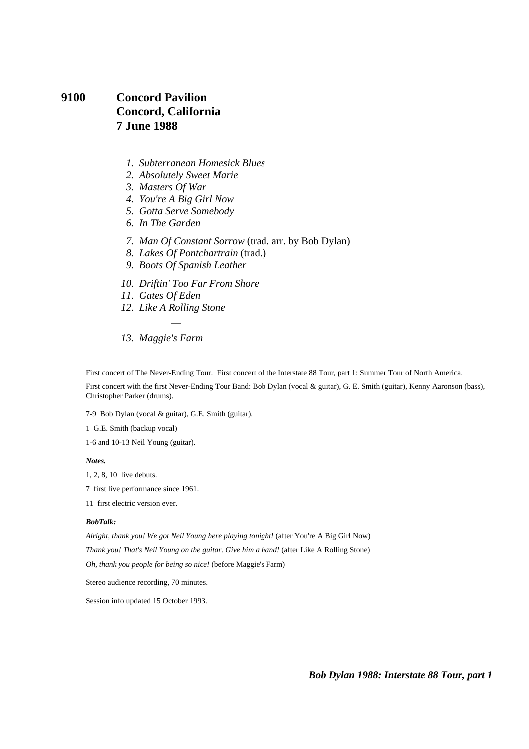## 9100 Concord Pavilion
## Concord, California
## 7 June 1988

1. *Subterranean Homesick Blues*
2. *Absolutely Sweet Marie*
3. *Masters Of War*
4. *You're A Big Girl Now*
5. *Gotta Serve Somebody*
6. *In The Garden*

7. *Man Of Constant Sorrow* (trad. arr. by Bob Dylan)
8. *Lakes Of Pontchartrain* (trad.)
9. *Boots Of Spanish Leather*

10. *Driftin' Too Far From Shore*
11. *Gates Of Eden*
12. *Like A Rolling Stone*

—

13. *Maggie's Farm*

First concert of The Never-Ending Tour. First concert of the Interstate 88 Tour, part 1: Summer Tour of North America.

First concert with the first Never-Ending Tour Band: Bob Dylan (vocal & guitar), G. E. Smith (guitar), Kenny Aaronson (bass), Christopher Parker (drums).

7-9 Bob Dylan (vocal & guitar), G.E. Smith (guitar).

1 G.E. Smith (backup vocal)

1-6 and 10-13 Neil Young (guitar).

***Notes.***

1, 2, 8, 10 live debuts.

7 first live performance since 1961.

11 first electric version ever.

***BobTalk:***

*Alright, thank you! We got Neil Young here playing tonight!* (after You're A Big Girl Now)

*Thank you! That's Neil Young on the guitar. Give him a hand!* (after Like A Rolling Stone)

*Oh, thank you people for being so nice!* (before Maggie's Farm)

Stereo audience recording, 70 minutes.

Session info updated 15 October 1993.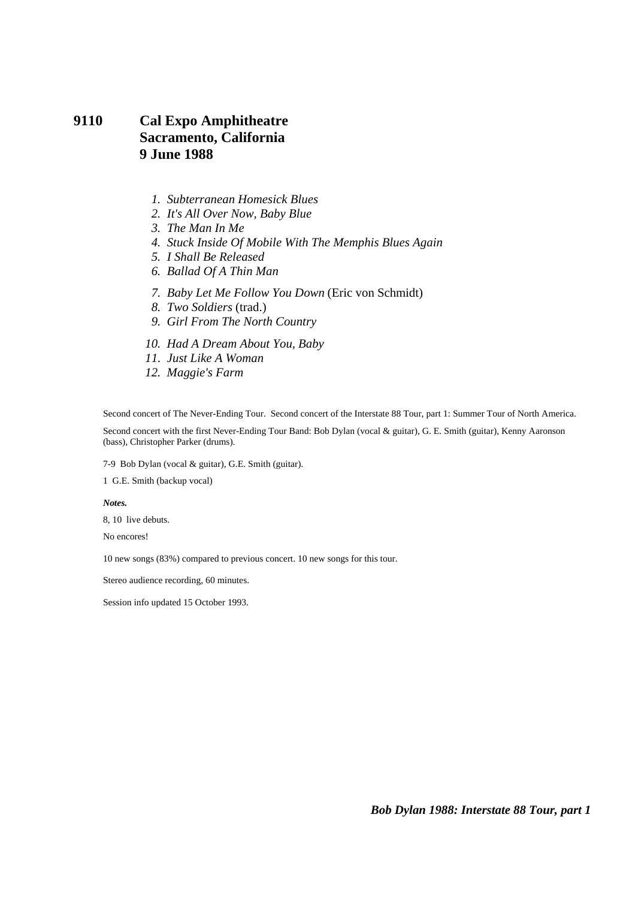# 9110 Cal Expo Amphitheatre
## Sacramento, California
## 9 June 1988

1. *Subterranean Homesick Blues*
2. *It's All Over Now, Baby Blue*
3. *The Man In Me*
4. *Stuck Inside Of Mobile With The Memphis Blues Again*
5. *I Shall Be Released*
6. *Ballad Of A Thin Man*

7. *Baby Let Me Follow You Down* (Eric von Schmidt)
8. *Two Soldiers* (trad.)
9. *Girl From The North Country*

10. *Had A Dream About You, Baby*
11. *Just Like A Woman*
12. *Maggie's Farm*

Second concert of The Never-Ending Tour. Second concert of the Interstate 88 Tour, part 1: Summer Tour of North America.

Second concert with the first Never-Ending Tour Band: Bob Dylan (vocal & guitar), G. E. Smith (guitar), Kenny Aaronson (bass), Christopher Parker (drums).

7-9 Bob Dylan (vocal & guitar), G.E. Smith (guitar).

1 G.E. Smith (backup vocal)

***Notes.***

8, 10 live debuts.

No encores!

10 new songs (83%) compared to previous concert. 10 new songs for this tour.

Stereo audience recording, 60 minutes.

Session info updated 15 October 1993.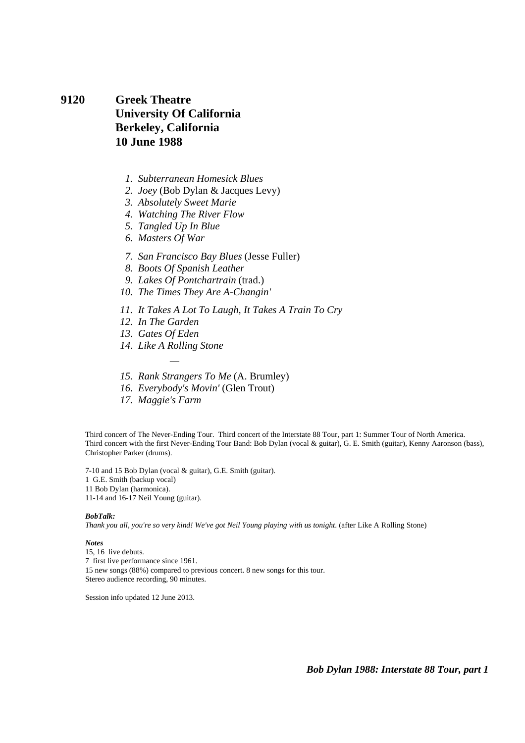**9120 Greek Theatre**
**University Of California**
**Berkeley, California**
**10 June 1988**

1. *Subterranean Homesick Blues*
2. *Joey* (Bob Dylan & Jacques Levy)
3. *Absolutely Sweet Marie*
4. *Watching The River Flow*
5. *Tangled Up In Blue*
6. *Masters Of War*

7. *San Francisco Bay Blues* (Jesse Fuller)
8. *Boots Of Spanish Leather*
9. *Lakes Of Pontchartrain* (trad.)
10. *The Times They Are A-Changin'*

11. *It Takes A Lot To Laugh, It Takes A Train To Cry*
12. *In The Garden*
13. *Gates Of Eden*
14. *Like A Rolling Stone*

—

15. *Rank Strangers To Me* (A. Brumley)
16. *Everybody's Movin'* (Glen Trout)
17. *Maggie's Farm*

Third concert of The Never-Ending Tour. Third concert of the Interstate 88 Tour, part 1: Summer Tour of North America. Third concert with the first Never-Ending Tour Band: Bob Dylan (vocal & guitar), G. E. Smith (guitar), Kenny Aaronson (bass), Christopher Parker (drums).

7-10 and 15 Bob Dylan (vocal & guitar), G.E. Smith (guitar).
1 G.E. Smith (backup vocal)
11 Bob Dylan (harmonica).
11-14 and 16-17 Neil Young (guitar).

***BobTalk:***
*Thank you all, you're so very kind! We've got Neil Young playing with us tonight.* (after Like A Rolling Stone)

***Notes***
15, 16 live debuts.
7 first live performance since 1961.
15 new songs (88%) compared to previous concert. 8 new songs for this tour.
Stereo audience recording, 90 minutes.

Session info updated 12 June 2013.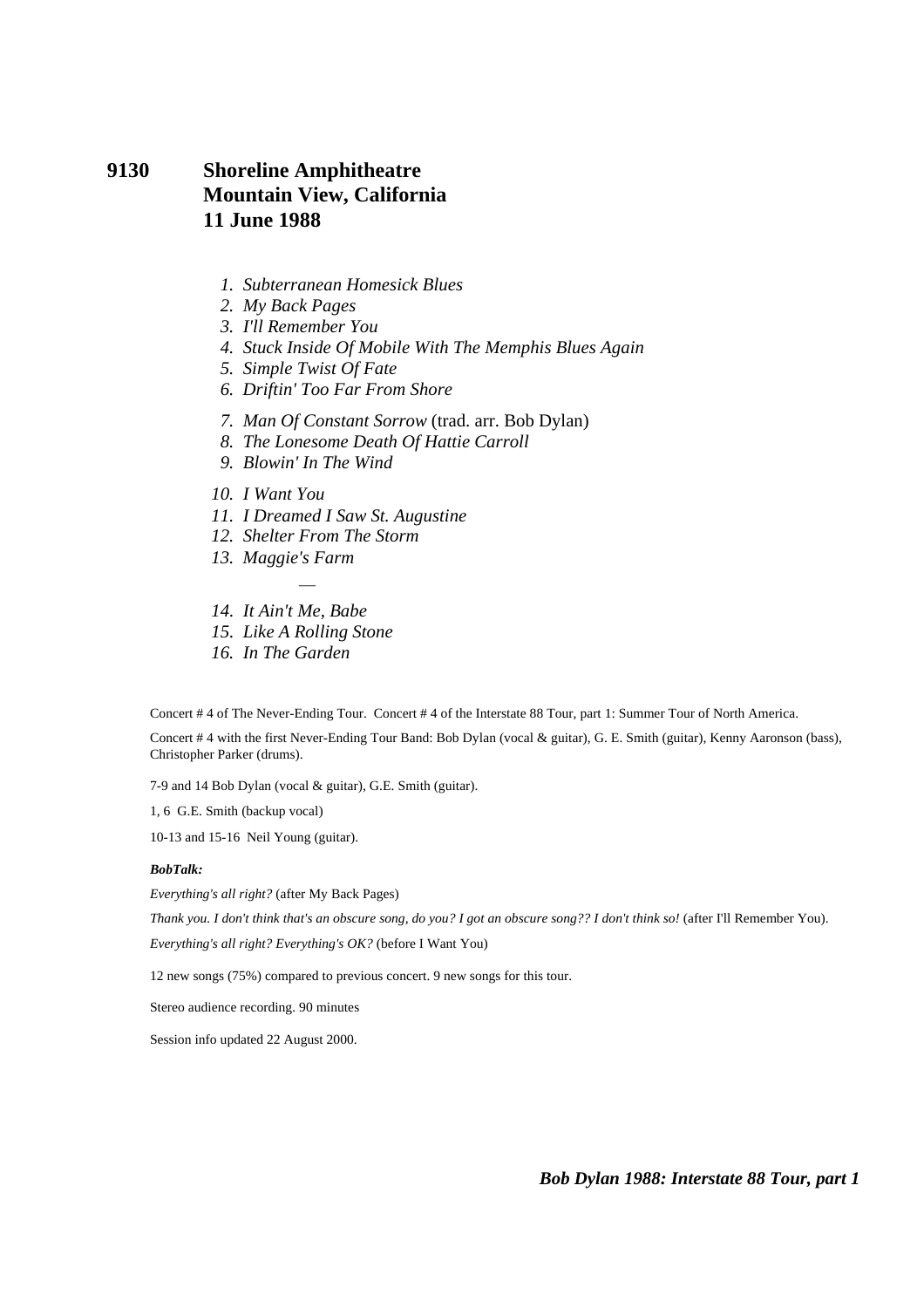# 9130 Shoreline Amphitheatre
## Mountain View, California
## 11 June 1988

1. *Subterranean Homesick Blues*
2. *My Back Pages*
3. *I'll Remember You*
4. *Stuck Inside Of Mobile With The Memphis Blues Again*
5. *Simple Twist Of Fate*
6. *Driftin' Too Far From Shore*

7. *Man Of Constant Sorrow* (trad. arr. Bob Dylan)
8. *The Lonesome Death Of Hattie Carroll*
9. *Blowin' In The Wind*

10. *I Want You*
11. *I Dreamed I Saw St. Augustine*
12. *Shelter From The Storm*
13. *Maggie's Farm*

—

14. *It Ain't Me, Babe*
15. *Like A Rolling Stone*
16. *In The Garden*

Concert # 4 of The Never-Ending Tour. Concert # 4 of the Interstate 88 Tour, part 1: Summer Tour of North America.

Concert # 4 with the first Never-Ending Tour Band: Bob Dylan (vocal & guitar), G. E. Smith (guitar), Kenny Aaronson (bass), Christopher Parker (drums).

7-9 and 14 Bob Dylan (vocal & guitar), G.E. Smith (guitar).

1, 6 G.E. Smith (backup vocal)

10-13 and 15-16 Neil Young (guitar).

***BobTalk:***

*Everything's all right?* (after My Back Pages)

*Thank you. I don't think that's an obscure song, do you? I got an obscure song?? I don't think so!* (after I'll Remember You).

*Everything's all right? Everything's OK?* (before I Want You)

12 new songs (75%) compared to previous concert. 9 new songs for this tour.

Stereo audience recording. 90 minutes

Session info updated 22 August 2000.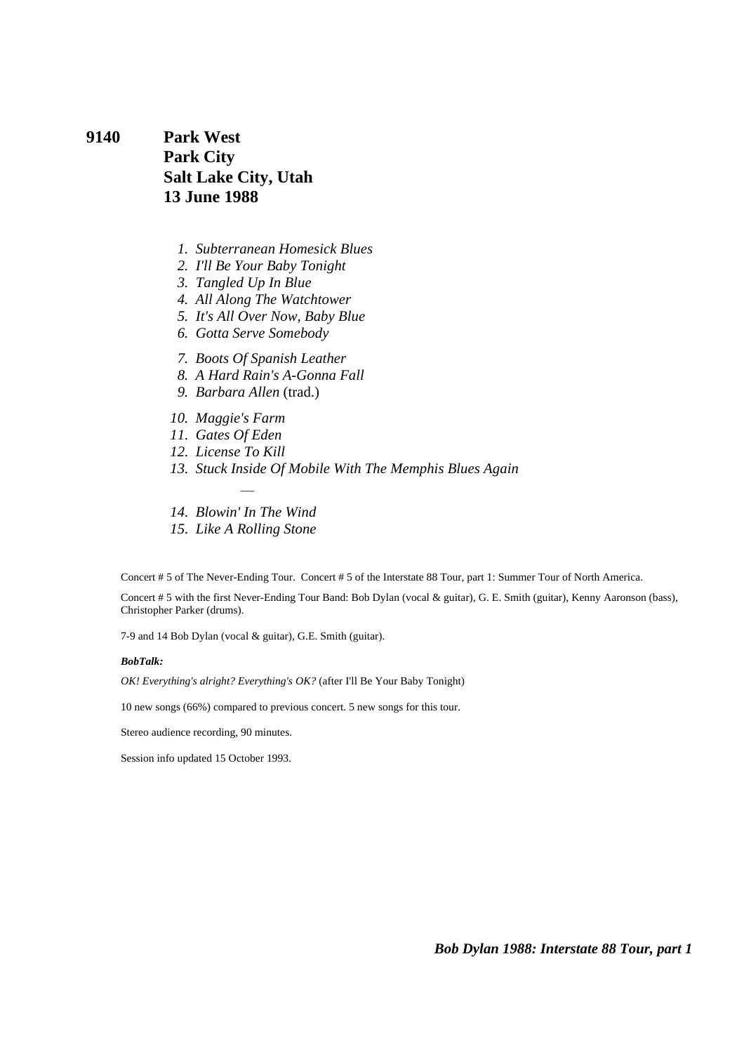# 9140 Park West Park City Salt Lake City, Utah 13 June 1988

1. *Subterranean Homesick Blues*
2. *I'll Be Your Baby Tonight*
3. *Tangled Up In Blue*
4. *All Along The Watchtower*
5. *It's All Over Now, Baby Blue*
6. *Gotta Serve Somebody*

7. *Boots Of Spanish Leather*
8. *A Hard Rain's A-Gonna Fall*
9. *Barbara Allen* (trad.)

10. *Maggie's Farm*
11. *Gates Of Eden*
12. *License To Kill*
13. *Stuck Inside Of Mobile With The Memphis Blues Again*

—

14. *Blowin' In The Wind*
15. *Like A Rolling Stone*

Concert # 5 of The Never-Ending Tour. Concert # 5 of the Interstate 88 Tour, part 1: Summer Tour of North America.

Concert # 5 with the first Never-Ending Tour Band: Bob Dylan (vocal & guitar), G. E. Smith (guitar), Kenny Aaronson (bass), Christopher Parker (drums).

7-9 and 14 Bob Dylan (vocal & guitar), G.E. Smith (guitar).

***BobTalk:***

*OK! Everything's alright? Everything's OK?* (after I'll Be Your Baby Tonight)

10 new songs (66%) compared to previous concert. 5 new songs for this tour.

Stereo audience recording, 90 minutes.

Session info updated 15 October 1993.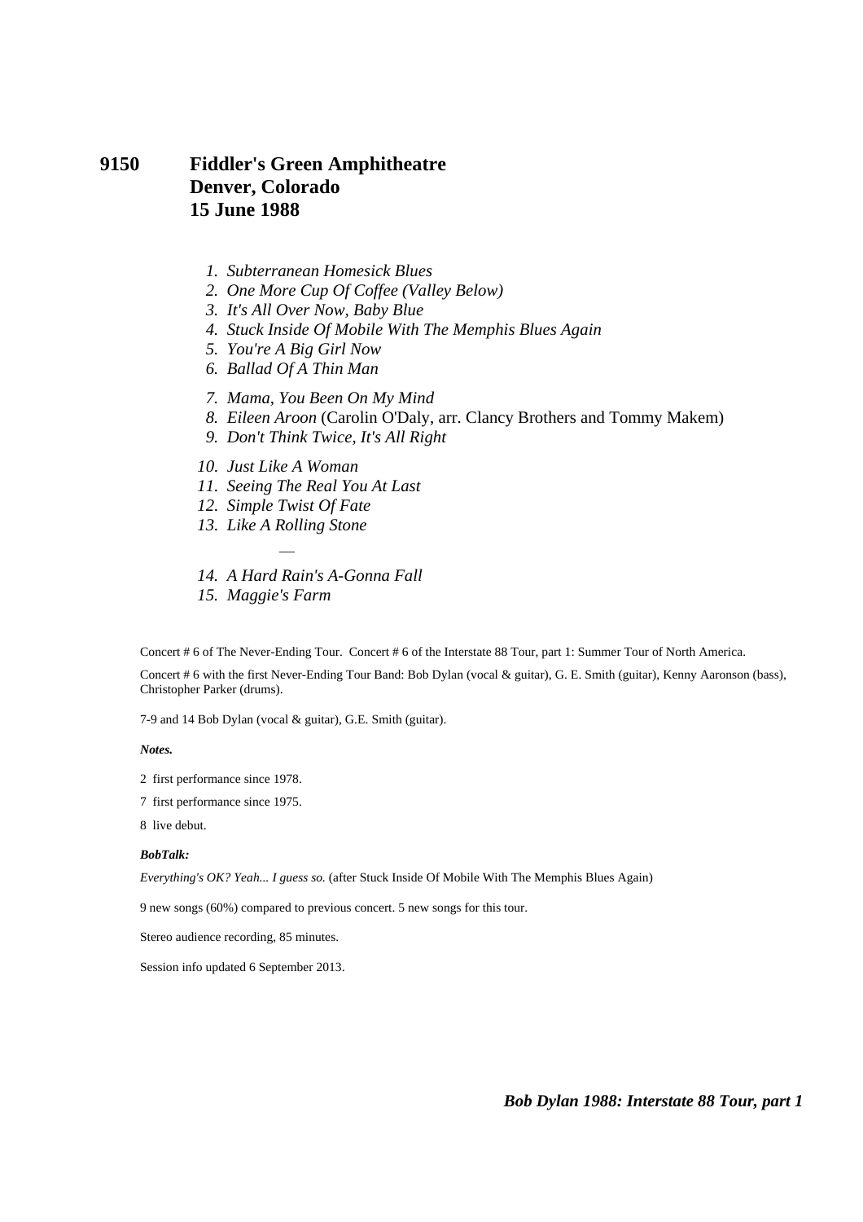# 9150 Fiddler's Green Amphitheatre
## Denver, Colorado
## 15 June 1988

1. *Subterranean Homesick Blues*
2. *One More Cup Of Coffee (Valley Below)*
3. *It's All Over Now, Baby Blue*
4. *Stuck Inside Of Mobile With The Memphis Blues Again*
5. *You're A Big Girl Now*
6. *Ballad Of A Thin Man*

7. *Mama, You Been On My Mind*
8. *Eileen Aroon* (Carolin O'Daly, arr. Clancy Brothers and Tommy Makem)
9. *Don't Think Twice, It's All Right*

10. *Just Like A Woman*
11. *Seeing The Real You At Last*
12. *Simple Twist Of Fate*
13. *Like A Rolling Stone*

—

14. *A Hard Rain's A-Gonna Fall*
15. *Maggie's Farm*

Concert # 6 of The Never-Ending Tour. Concert # 6 of the Interstate 88 Tour, part 1: Summer Tour of North America.

Concert # 6 with the first Never-Ending Tour Band: Bob Dylan (vocal & guitar), G. E. Smith (guitar), Kenny Aaronson (bass), Christopher Parker (drums).

7-9 and 14 Bob Dylan (vocal & guitar), G.E. Smith (guitar).

***Notes.***

2 first performance since 1978.

7 first performance since 1975.

8 live debut.

***BobTalk:***

*Everything's OK? Yeah... I guess so.* (after Stuck Inside Of Mobile With The Memphis Blues Again)

9 new songs (60%) compared to previous concert. 5 new songs for this tour.

Stereo audience recording, 85 minutes.

Session info updated 6 September 2013.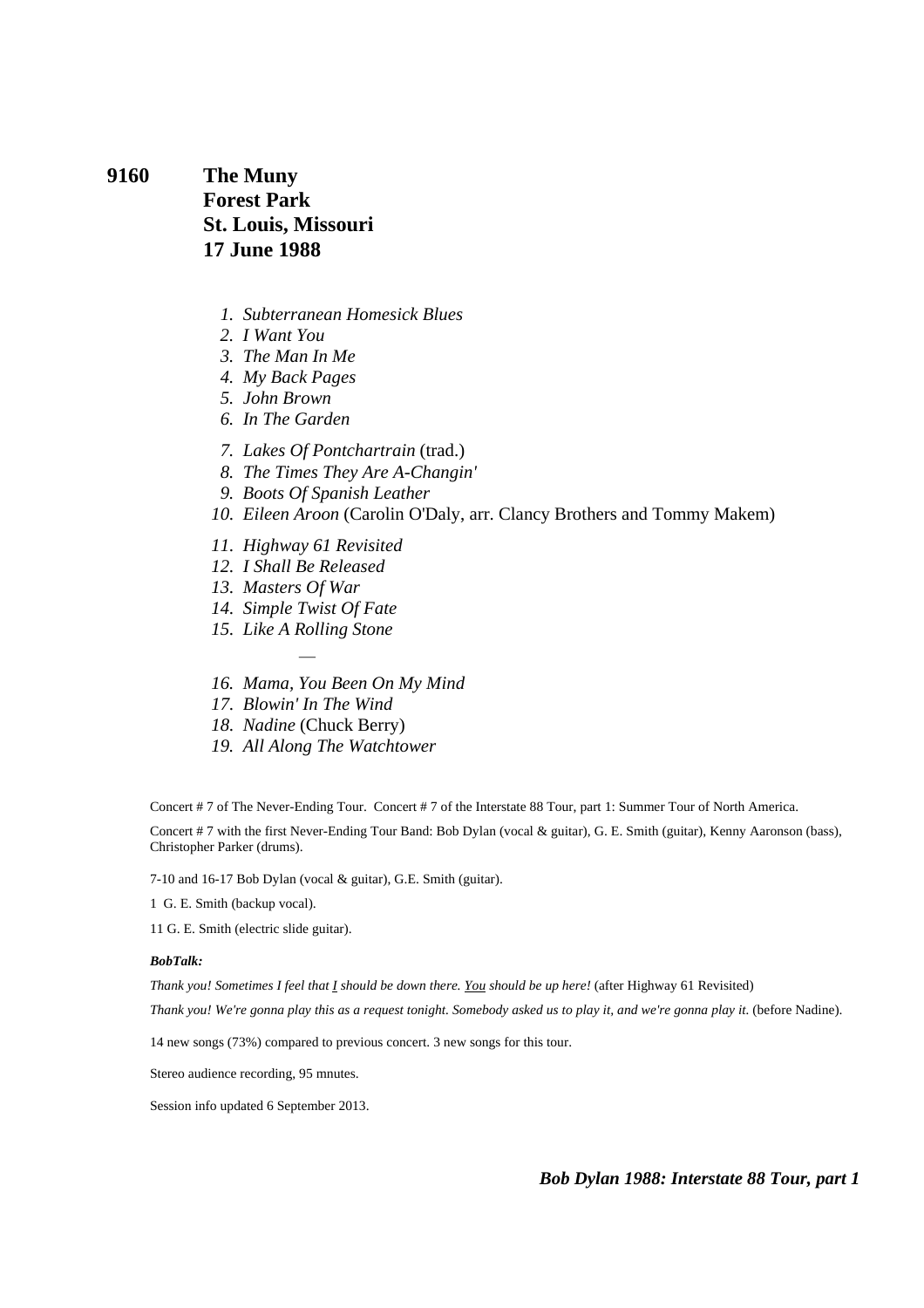# 9160 The Muny Forest Park St. Louis, Missouri 17 June 1988

1. *Subterranean Homesick Blues*
2. *I Want You*
3. *The Man In Me*
4. *My Back Pages*
5. *John Brown*
6. *In The Garden*

7. *Lakes Of Pontchartrain* (trad.)
8. *The Times They Are A-Changin'*
9. *Boots Of Spanish Leather*
10. *Eileen Aroon* (Carolin O'Daly, arr. Clancy Brothers and Tommy Makem)

11. *Highway 61 Revisited*
12. *I Shall Be Released*
13. *Masters Of War*
14. *Simple Twist Of Fate*
15. *Like A Rolling Stone*

—

16. *Mama, You Been On My Mind*
17. *Blowin' In The Wind*
18. *Nadine* (Chuck Berry)
19. *All Along The Watchtower*

Concert # 7 of The Never-Ending Tour. Concert # 7 of the Interstate 88 Tour, part 1: Summer Tour of North America.

Concert # 7 with the first Never-Ending Tour Band: Bob Dylan (vocal & guitar), G. E. Smith (guitar), Kenny Aaronson (bass), Christopher Parker (drums).

7-10 and 16-17 Bob Dylan (vocal & guitar), G.E. Smith (guitar).

1 G. E. Smith (backup vocal).

11 G. E. Smith (electric slide guitar).

***BobTalk:***

*Thank you! Sometimes I feel that I should be down there. You should be up here!* (after Highway 61 Revisited)

*Thank you! We're gonna play this as a request tonight. Somebody asked us to play it, and we're gonna play it.* (before Nadine).

14 new songs (73%) compared to previous concert. 3 new songs for this tour.

Stereo audience recording, 95 mnutes.

Session info updated 6 September 2013.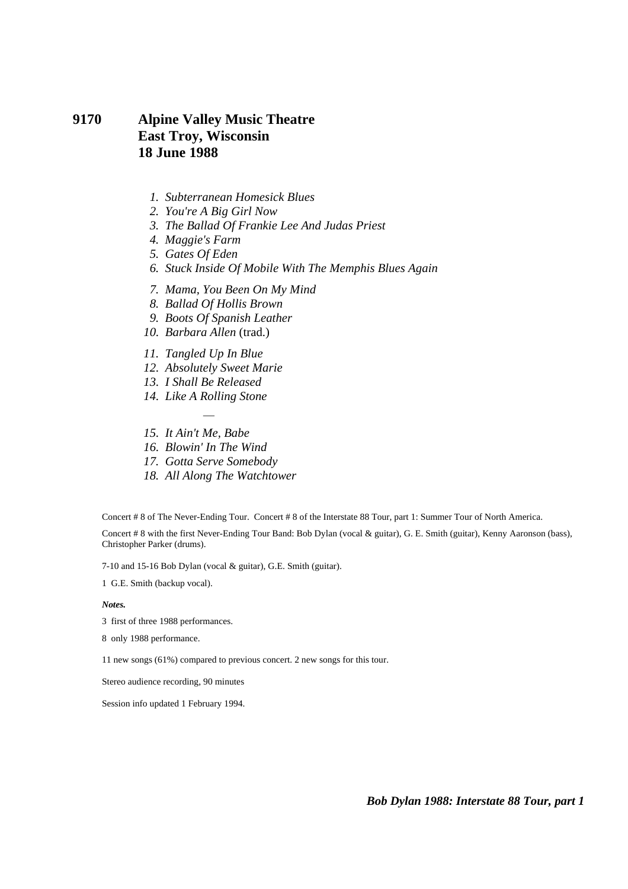# 9170 Alpine Valley Music Theatre
## East Troy, Wisconsin
## 18 June 1988

1. *Subterranean Homesick Blues*
2. *You're A Big Girl Now*
3. *The Ballad Of Frankie Lee And Judas Priest*
4. *Maggie's Farm*
5. *Gates Of Eden*
6. *Stuck Inside Of Mobile With The Memphis Blues Again*

7. *Mama, You Been On My Mind*
8. *Ballad Of Hollis Brown*
9. *Boots Of Spanish Leather*
10. *Barbara Allen* (trad.)

11. *Tangled Up In Blue*
12. *Absolutely Sweet Marie*
13. *I Shall Be Released*
14. *Like A Rolling Stone*

—

15. *It Ain't Me, Babe*
16. *Blowin' In The Wind*
17. *Gotta Serve Somebody*
18. *All Along The Watchtower*

Concert # 8 of The Never-Ending Tour. Concert # 8 of the Interstate 88 Tour, part 1: Summer Tour of North America.

Concert # 8 with the first Never-Ending Tour Band: Bob Dylan (vocal & guitar), G. E. Smith (guitar), Kenny Aaronson (bass), Christopher Parker (drums).

7-10 and 15-16 Bob Dylan (vocal & guitar), G.E. Smith (guitar).

1 G.E. Smith (backup vocal).

***Notes.***

3 first of three 1988 performances.

8 only 1988 performance.

11 new songs (61%) compared to previous concert. 2 new songs for this tour.

Stereo audience recording, 90 minutes

Session info updated 1 February 1994.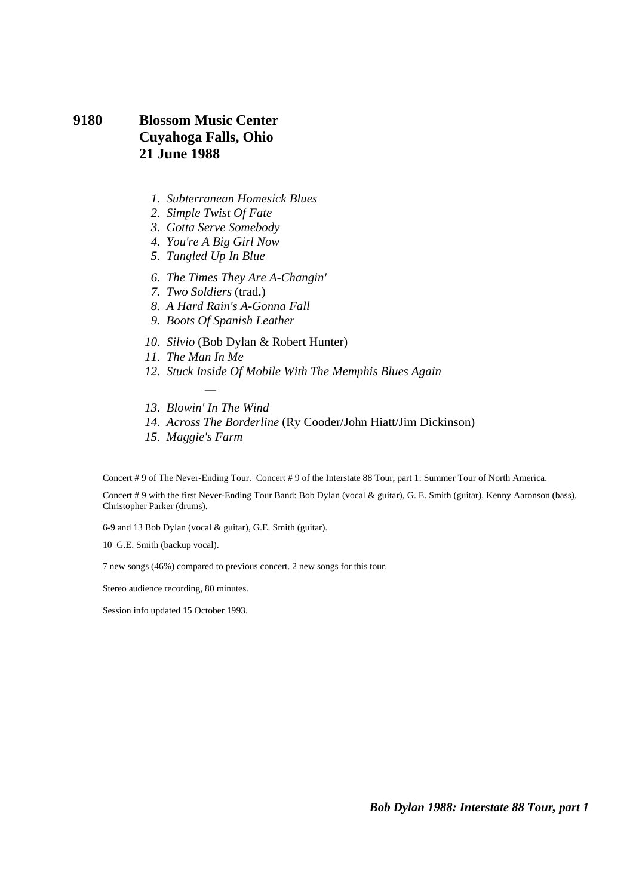# 9180 Blossom Music Center Cuyahoga Falls, Ohio 21 June 1988

1. *Subterranean Homesick Blues*
2. *Simple Twist Of Fate*
3. *Gotta Serve Somebody*
4. *You're A Big Girl Now*
5. *Tangled Up In Blue*
6. *The Times They Are A-Changin'*
7. *Two Soldiers* (trad.)
8. *A Hard Rain's A-Gonna Fall*
9. *Boots Of Spanish Leather*
10. *Silvio* (Bob Dylan & Robert Hunter)
11. *The Man In Me*
12. *Stuck Inside Of Mobile With The Memphis Blues Again*

—

13. *Blowin' In The Wind*
14. *Across The Borderline* (Ry Cooder/John Hiatt/Jim Dickinson)
15. *Maggie's Farm*

Concert # 9 of The Never-Ending Tour. Concert # 9 of the Interstate 88 Tour, part 1: Summer Tour of North America.

Concert # 9 with the first Never-Ending Tour Band: Bob Dylan (vocal & guitar), G. E. Smith (guitar), Kenny Aaronson (bass), Christopher Parker (drums).

6-9 and 13 Bob Dylan (vocal & guitar), G.E. Smith (guitar).

10 G.E. Smith (backup vocal).

7 new songs (46%) compared to previous concert. 2 new songs for this tour.

Stereo audience recording, 80 minutes.

Session info updated 15 October 1993.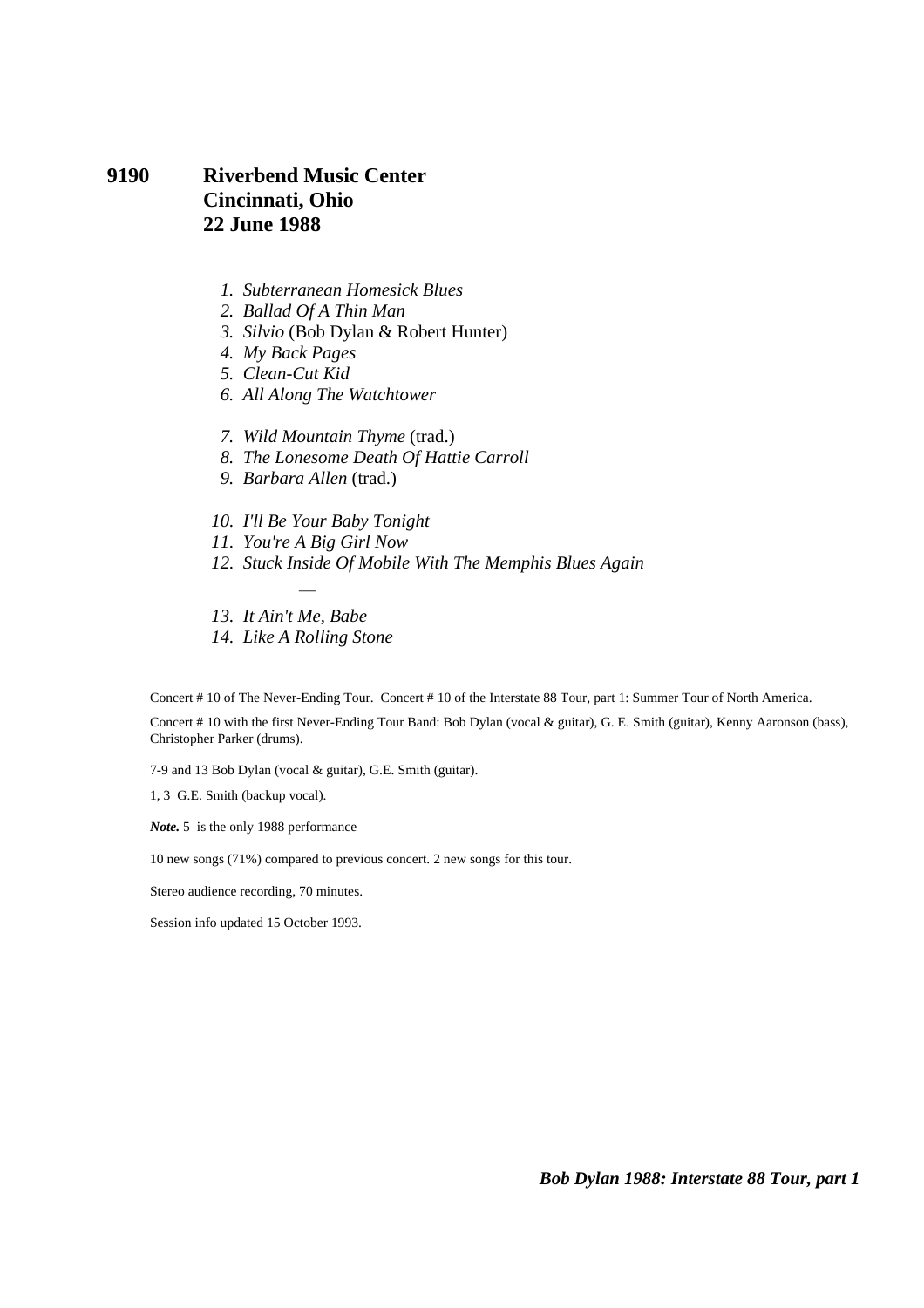**9190 Riverbend Music Center**
**Cincinnati, Ohio**
**22 June 1988**

1. *Subterranean Homesick Blues*
2. *Ballad Of A Thin Man*
3. *Silvio* (Bob Dylan & Robert Hunter)
4. *My Back Pages*
5. *Clean-Cut Kid*
6. *All Along The Watchtower*

7. *Wild Mountain Thyme* (trad.)
8. *The Lonesome Death Of Hattie Carroll*
9. *Barbara Allen* (trad.)

10. *I'll Be Your Baby Tonight*
11. *You're A Big Girl Now*
12. *Stuck Inside Of Mobile With The Memphis Blues Again*

—

13. *It Ain't Me, Babe*
14. *Like A Rolling Stone*

Concert # 10 of The Never-Ending Tour. Concert # 10 of the Interstate 88 Tour, part 1: Summer Tour of North America.

Concert # 10 with the first Never-Ending Tour Band: Bob Dylan (vocal & guitar), G. E. Smith (guitar), Kenny Aaronson (bass), Christopher Parker (drums).

7-9 and 13 Bob Dylan (vocal & guitar), G.E. Smith (guitar).

1, 3 G.E. Smith (backup vocal).

***Note.*** 5 is the only 1988 performance

10 new songs (71%) compared to previous concert. 2 new songs for this tour.

Stereo audience recording, 70 minutes.

Session info updated 15 October 1993.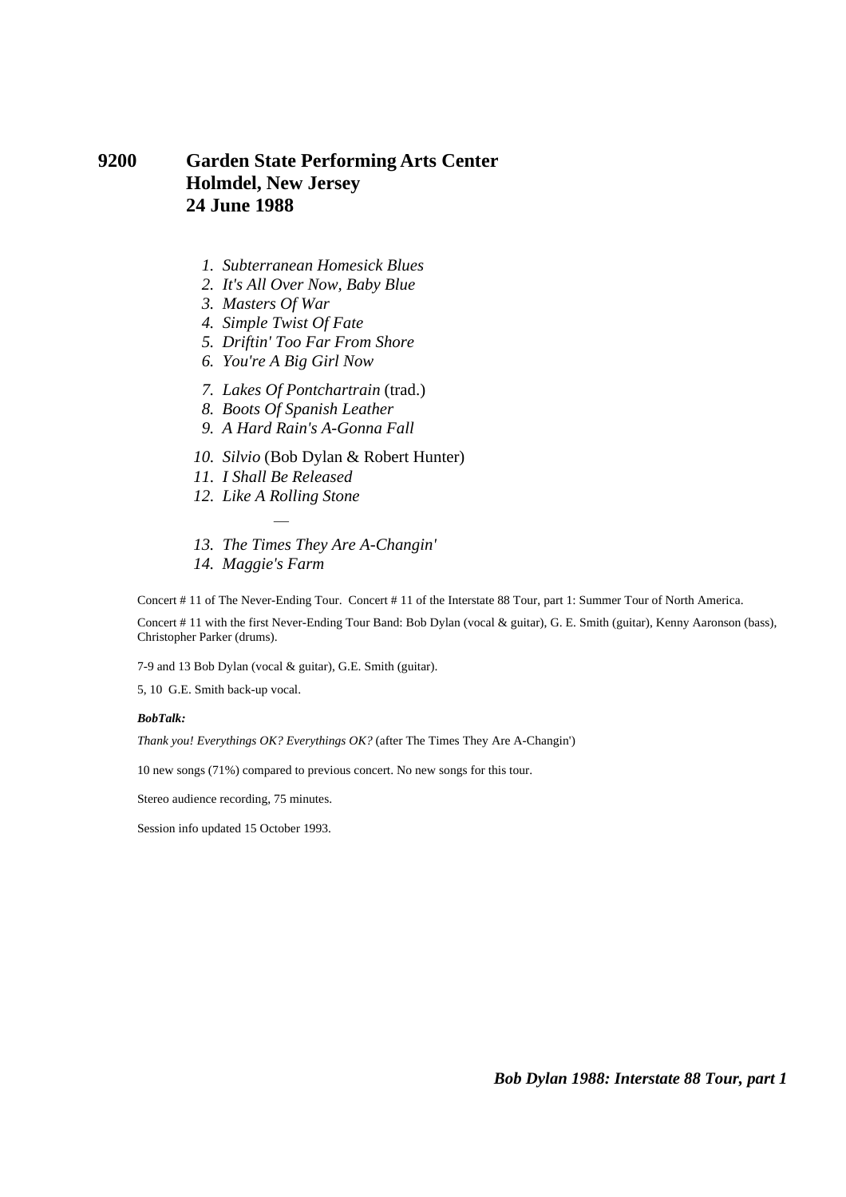# 9200 Garden State Performing Arts Center
# Holmdel, New Jersey
# 24 June 1988

1. *Subterranean Homesick Blues*
2. *It's All Over Now, Baby Blue*
3. *Masters Of War*
4. *Simple Twist Of Fate*
5. *Driftin' Too Far From Shore*
6. *You're A Big Girl Now*
7. *Lakes Of Pontchartrain* (trad.)
8. *Boots Of Spanish Leather*
9. *A Hard Rain's A-Gonna Fall*
10. *Silvio* (Bob Dylan & Robert Hunter)
11. *I Shall Be Released*
12. *Like A Rolling Stone*

—

13. *The Times They Are A-Changin'*
14. *Maggie's Farm*

Concert # 11 of The Never-Ending Tour. Concert # 11 of the Interstate 88 Tour, part 1: Summer Tour of North America.

Concert # 11 with the first Never-Ending Tour Band: Bob Dylan (vocal & guitar), G. E. Smith (guitar), Kenny Aaronson (bass), Christopher Parker (drums).

7-9 and 13 Bob Dylan (vocal & guitar), G.E. Smith (guitar).

5, 10 G.E. Smith back-up vocal.

***BobTalk:***

*Thank you! Everythings OK? Everythings OK?* (after The Times They Are A-Changin')

10 new songs (71%) compared to previous concert. No new songs for this tour.

Stereo audience recording, 75 minutes.

Session info updated 15 October 1993.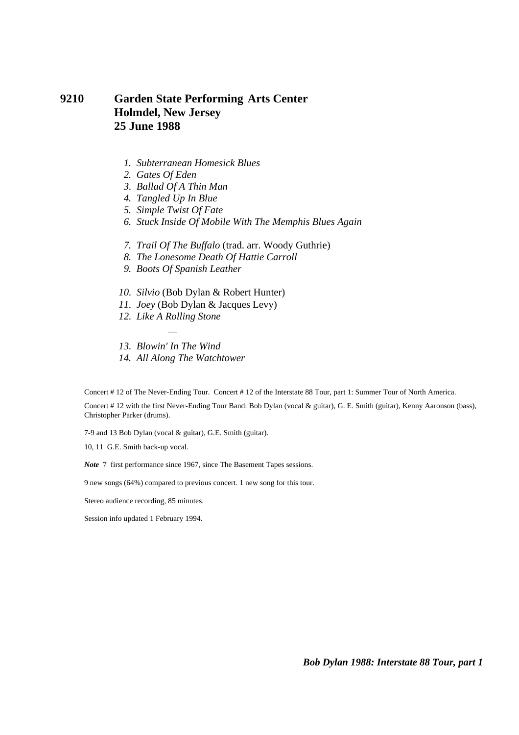## 9210 Garden State Performing Arts Center
## Holmdel, New Jersey
## 25 June 1988

1. *Subterranean Homesick Blues*
2. *Gates Of Eden*
3. *Ballad Of A Thin Man*
4. *Tangled Up In Blue*
5. *Simple Twist Of Fate*
6. *Stuck Inside Of Mobile With The Memphis Blues Again*

7. *Trail Of The Buffalo* (trad. arr. Woody Guthrie)
8. *The Lonesome Death Of Hattie Carroll*
9. *Boots Of Spanish Leather*

10. *Silvio* (Bob Dylan & Robert Hunter)
11. *Joey* (Bob Dylan & Jacques Levy)
12. *Like A Rolling Stone*

—

13. *Blowin' In The Wind*
14. *All Along The Watchtower*

Concert # 12 of The Never-Ending Tour. Concert # 12 of the Interstate 88 Tour, part 1: Summer Tour of North America.

Concert # 12 with the first Never-Ending Tour Band: Bob Dylan (vocal & guitar), G. E. Smith (guitar), Kenny Aaronson (bass), Christopher Parker (drums).

7-9 and 13 Bob Dylan (vocal & guitar), G.E. Smith (guitar).

10, 11 G.E. Smith back-up vocal.

***Note*** 7 first performance since 1967, since The Basement Tapes sessions.

9 new songs (64%) compared to previous concert. 1 new song for this tour.

Stereo audience recording, 85 minutes.

Session info updated 1 February 1994.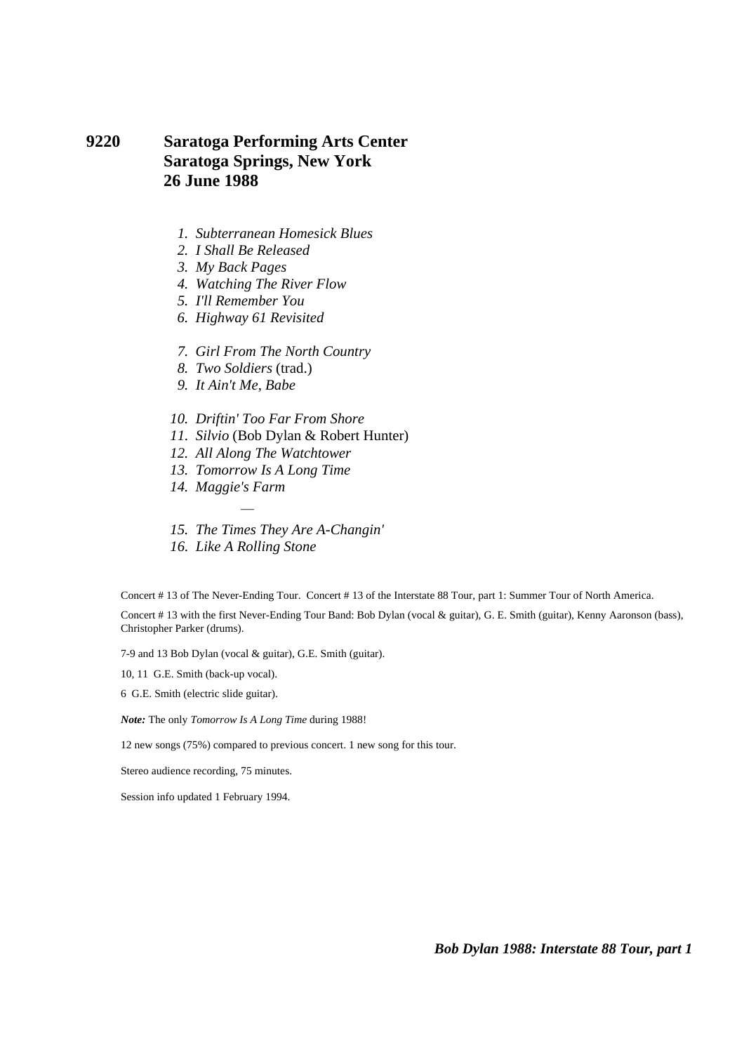# 9220 Saratoga Performing Arts Center
## Saratoga Springs, New York
## 26 June 1988

1. *Subterranean Homesick Blues*
2. *I Shall Be Released*
3. *My Back Pages*
4. *Watching The River Flow*
5. *I'll Remember You*
6. *Highway 61 Revisited*

7. *Girl From The North Country*
8. *Two Soldiers* (trad.)
9. *It Ain't Me, Babe*

10. *Driftin' Too Far From Shore*
11. *Silvio* (Bob Dylan & Robert Hunter)
12. *All Along The Watchtower*
13. *Tomorrow Is A Long Time*
14. *Maggie's Farm*

—

15. *The Times They Are A-Changin'*
16. *Like A Rolling Stone*

Concert # 13 of The Never-Ending Tour. Concert # 13 of the Interstate 88 Tour, part 1: Summer Tour of North America.

Concert # 13 with the first Never-Ending Tour Band: Bob Dylan (vocal & guitar), G. E. Smith (guitar), Kenny Aaronson (bass), Christopher Parker (drums).

7-9 and 13 Bob Dylan (vocal & guitar), G.E. Smith (guitar).

10, 11 G.E. Smith (back-up vocal).

6 G.E. Smith (electric slide guitar).

***Note:*** The only *Tomorrow Is A Long Time* during 1988!

12 new songs (75%) compared to previous concert. 1 new song for this tour.

Stereo audience recording, 75 minutes.

Session info updated 1 February 1994.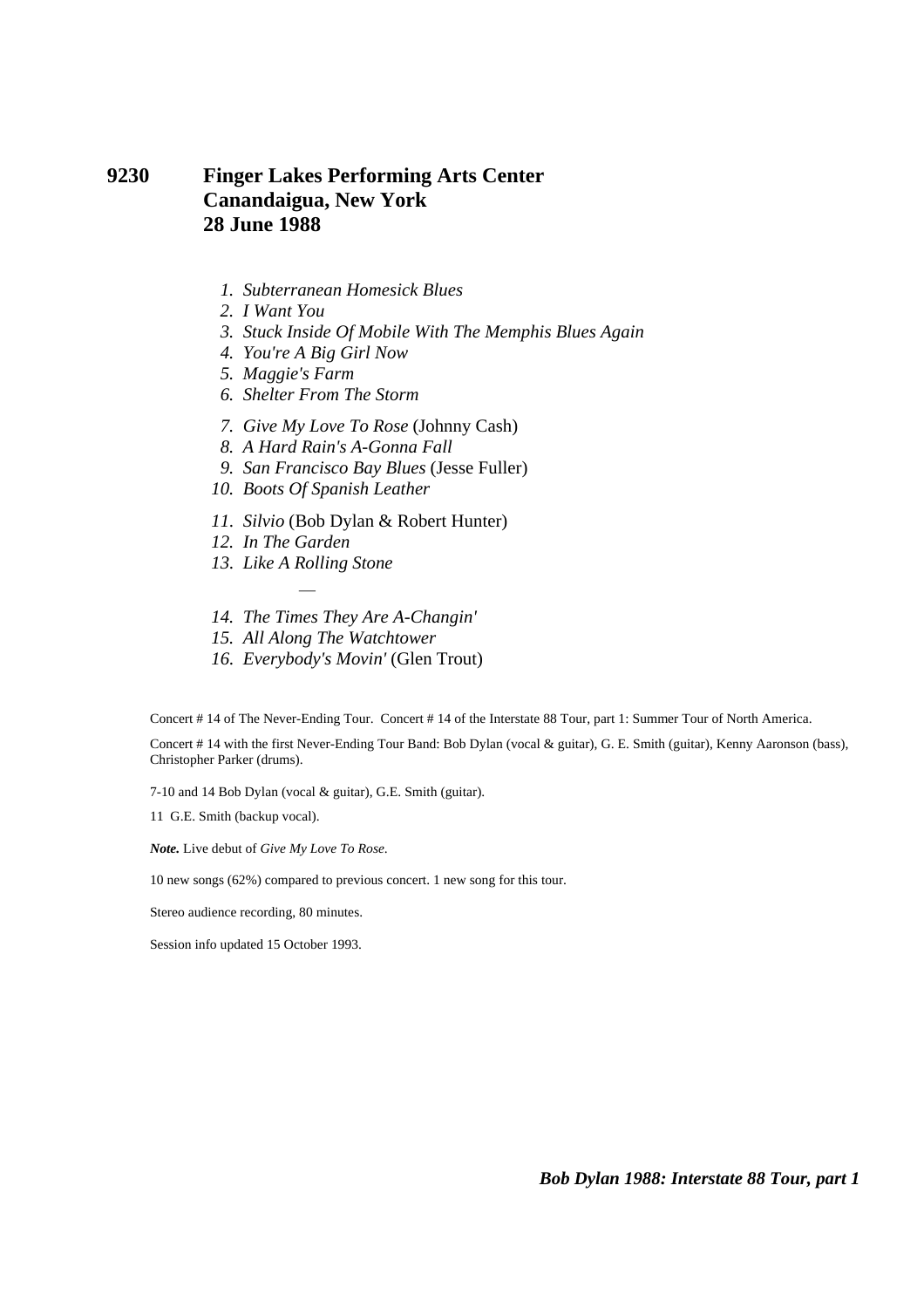## 9230 Finger Lakes Performing Arts Center
## Canandaigua, New York
## 28 June 1988

1. *Subterranean Homesick Blues*
2. *I Want You*
3. *Stuck Inside Of Mobile With The Memphis Blues Again*
4. *You're A Big Girl Now*
5. *Maggie's Farm*
6. *Shelter From The Storm*

7. *Give My Love To Rose* (Johnny Cash)
8. *A Hard Rain's A-Gonna Fall*
9. *San Francisco Bay Blues* (Jesse Fuller)
10. *Boots Of Spanish Leather*

11. *Silvio* (Bob Dylan & Robert Hunter)
12. *In The Garden*
13. *Like A Rolling Stone*

—

14. *The Times They Are A-Changin'*
15. *All Along The Watchtower*
16. *Everybody's Movin'* (Glen Trout)

Concert # 14 of The Never-Ending Tour. Concert # 14 of the Interstate 88 Tour, part 1: Summer Tour of North America.

Concert # 14 with the first Never-Ending Tour Band: Bob Dylan (vocal & guitar), G. E. Smith (guitar), Kenny Aaronson (bass), Christopher Parker (drums).

7-10 and 14 Bob Dylan (vocal & guitar), G.E. Smith (guitar).

11 G.E. Smith (backup vocal).

***Note.*** Live debut of *Give My Love To Rose.*

10 new songs (62%) compared to previous concert. 1 new song for this tour.

Stereo audience recording, 80 minutes.

Session info updated 15 October 1993.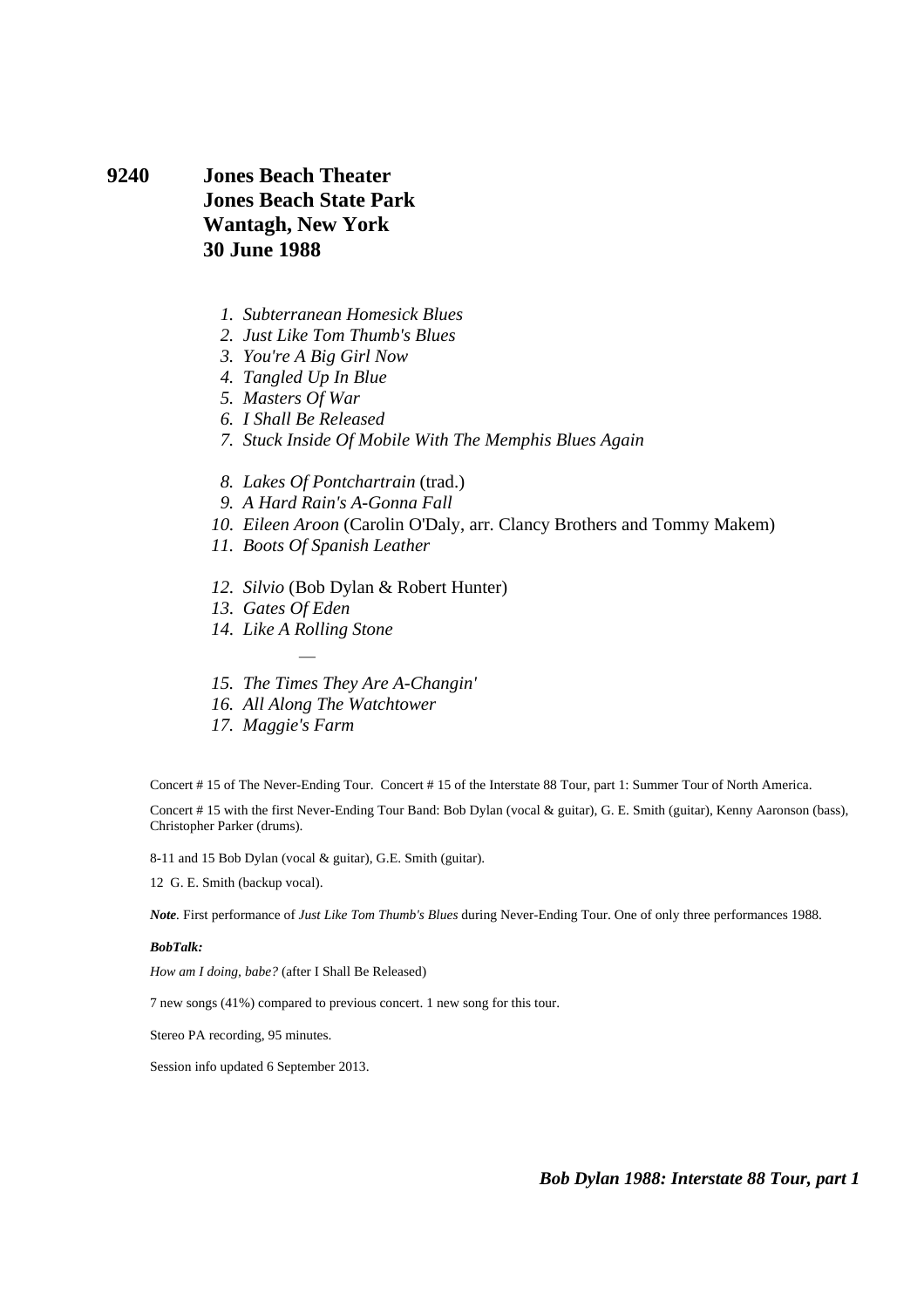**9240 Jones Beach Theater**
**Jones Beach State Park**
**Wantagh, New York**
**30 June 1988**

1. *Subterranean Homesick Blues*
2. *Just Like Tom Thumb's Blues*
3. *You're A Big Girl Now*
4. *Tangled Up In Blue*
5. *Masters Of War*
6. *I Shall Be Released*
7. *Stuck Inside Of Mobile With The Memphis Blues Again*

8. *Lakes Of Pontchartrain* (trad.)
9. *A Hard Rain's A-Gonna Fall*
10. *Eileen Aroon* (Carolin O'Daly, arr. Clancy Brothers and Tommy Makem)
11. *Boots Of Spanish Leather*

12. *Silvio* (Bob Dylan & Robert Hunter)
13. *Gates Of Eden*
14. *Like A Rolling Stone*

—

15. *The Times They Are A-Changin'*
16. *All Along The Watchtower*
17. *Maggie's Farm*

Concert # 15 of The Never-Ending Tour. Concert # 15 of the Interstate 88 Tour, part 1: Summer Tour of North America.

Concert # 15 with the first Never-Ending Tour Band: Bob Dylan (vocal & guitar), G. E. Smith (guitar), Kenny Aaronson (bass), Christopher Parker (drums).

8-11 and 15 Bob Dylan (vocal & guitar), G.E. Smith (guitar).

12 G. E. Smith (backup vocal).

***Note***. First performance of *Just Like Tom Thumb's Blues* during Never-Ending Tour. One of only three performances 1988.

***BobTalk:***

*How am I doing, babe?* (after I Shall Be Released)

7 new songs (41%) compared to previous concert. 1 new song for this tour.

Stereo PA recording, 95 minutes.

Session info updated 6 September 2013.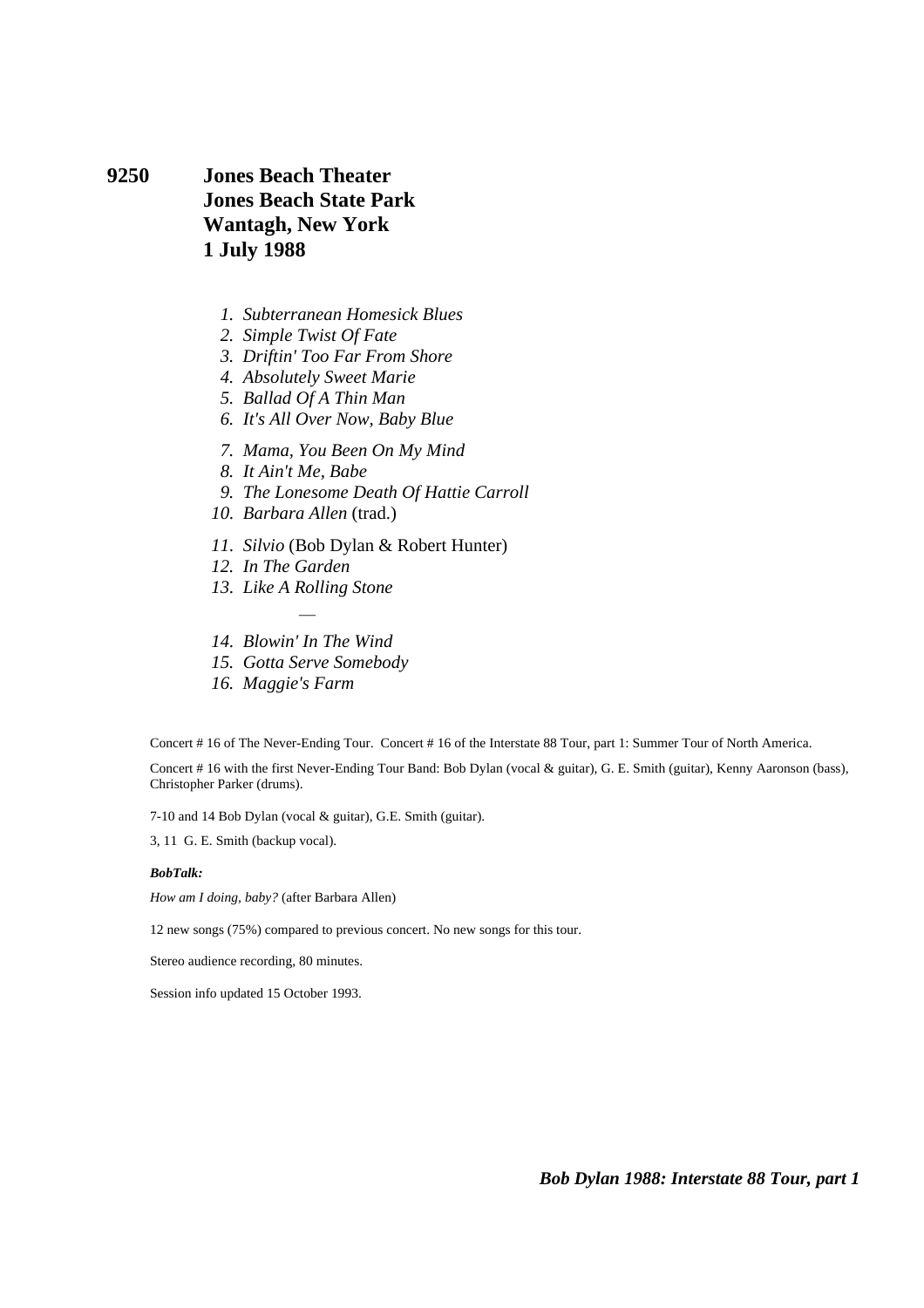**9250 Jones Beach Theater**
**Jones Beach State Park**
**Wantagh, New York**
**1 July 1988**

1. *Subterranean Homesick Blues*
2. *Simple Twist Of Fate*
3. *Driftin' Too Far From Shore*
4. *Absolutely Sweet Marie*
5. *Ballad Of A Thin Man*
6. *It's All Over Now, Baby Blue*

7. *Mama, You Been On My Mind*
8. *It Ain't Me, Babe*
9. *The Lonesome Death Of Hattie Carroll*
10. *Barbara Allen* (trad.)

11. *Silvio* (Bob Dylan & Robert Hunter)
12. *In The Garden*
13. *Like A Rolling Stone*

—

14. *Blowin' In The Wind*
15. *Gotta Serve Somebody*
16. *Maggie's Farm*

Concert # 16 of The Never-Ending Tour. Concert # 16 of the Interstate 88 Tour, part 1: Summer Tour of North America.

Concert # 16 with the first Never-Ending Tour Band: Bob Dylan (vocal & guitar), G. E. Smith (guitar), Kenny Aaronson (bass), Christopher Parker (drums).

7-10 and 14 Bob Dylan (vocal & guitar), G.E. Smith (guitar).

3, 11 G. E. Smith (backup vocal).

***BobTalk:***

*How am I doing, baby?* (after Barbara Allen)

12 new songs (75%) compared to previous concert. No new songs for this tour.

Stereo audience recording, 80 minutes.

Session info updated 15 October 1993.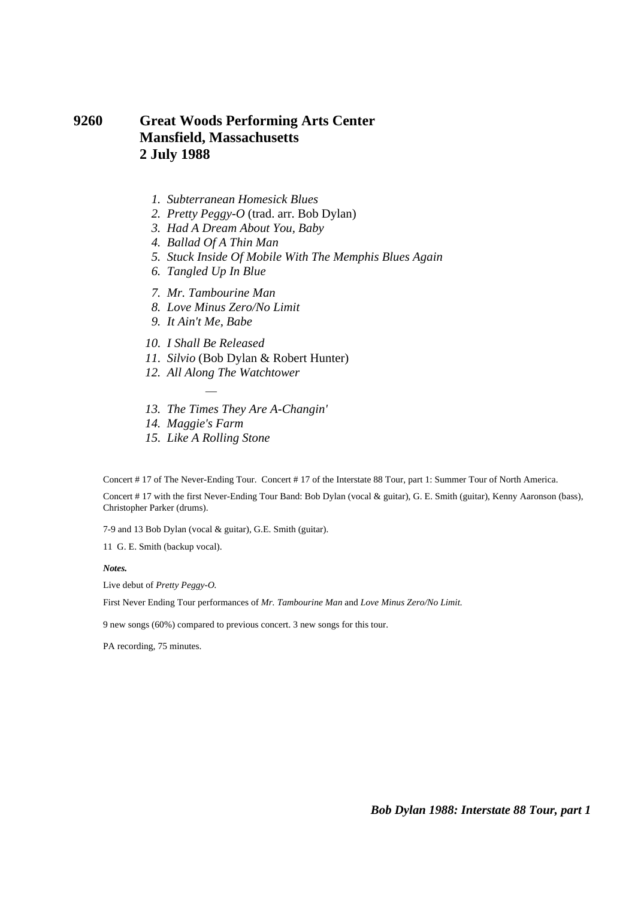## 9260 Great Woods Performing Arts Center
## Mansfield, Massachusetts
## 2 July 1988

1. *Subterranean Homesick Blues*
2. *Pretty Peggy-O* (trad. arr. Bob Dylan)
3. *Had A Dream About You, Baby*
4. *Ballad Of A Thin Man*
5. *Stuck Inside Of Mobile With The Memphis Blues Again*
6. *Tangled Up In Blue*
7. *Mr. Tambourine Man*
8. *Love Minus Zero/No Limit*
9. *It Ain't Me, Babe*
10. *I Shall Be Released*
11. *Silvio* (Bob Dylan & Robert Hunter)
12. *All Along The Watchtower*

—

13. *The Times They Are A-Changin'*
14. *Maggie's Farm*
15. *Like A Rolling Stone*

Concert # 17 of The Never-Ending Tour. Concert # 17 of the Interstate 88 Tour, part 1: Summer Tour of North America.

Concert # 17 with the first Never-Ending Tour Band: Bob Dylan (vocal & guitar), G. E. Smith (guitar), Kenny Aaronson (bass), Christopher Parker (drums).

7-9 and 13 Bob Dylan (vocal & guitar), G.E. Smith (guitar).

11 G. E. Smith (backup vocal).

***Notes.***

Live debut of *Pretty Peggy-O.*

First Never Ending Tour performances of *Mr. Tambourine Man* and *Love Minus Zero/No Limit.*

9 new songs (60%) compared to previous concert. 3 new songs for this tour.

PA recording, 75 minutes.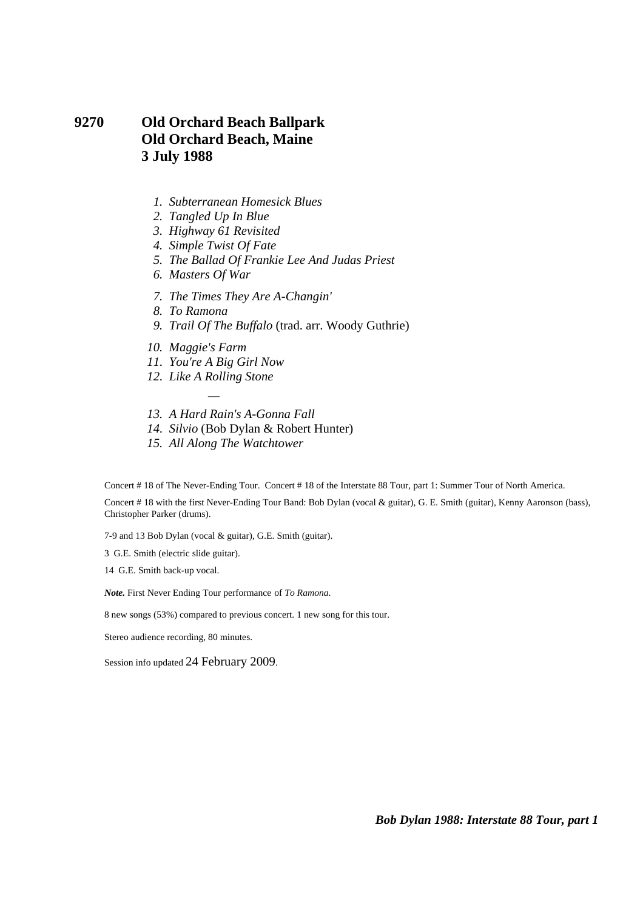## 9270 Old Orchard Beach Ballpark
## Old Orchard Beach, Maine
## 3 July 1988

1. *Subterranean Homesick Blues*
2. *Tangled Up In Blue*
3. *Highway 61 Revisited*
4. *Simple Twist Of Fate*
5. *The Ballad Of Frankie Lee And Judas Priest*
6. *Masters Of War*

7. *The Times They Are A-Changin'*
8. *To Ramona*
9. *Trail Of The Buffalo* (trad. arr. Woody Guthrie)

10. *Maggie's Farm*
11. *You're A Big Girl Now*
12. *Like A Rolling Stone*

—

13. *A Hard Rain's A-Gonna Fall*
14. *Silvio* (Bob Dylan & Robert Hunter)
15. *All Along The Watchtower*

Concert # 18 of The Never-Ending Tour. Concert # 18 of the Interstate 88 Tour, part 1: Summer Tour of North America.

Concert # 18 with the first Never-Ending Tour Band: Bob Dylan (vocal & guitar), G. E. Smith (guitar), Kenny Aaronson (bass), Christopher Parker (drums).

7-9 and 13 Bob Dylan (vocal & guitar), G.E. Smith (guitar).

3 G.E. Smith (electric slide guitar).

14 G.E. Smith back-up vocal.

***Note.*** First Never Ending Tour performance of *To Ramona*.

8 new songs (53%) compared to previous concert. 1 new song for this tour.

Stereo audience recording, 80 minutes.

Session info updated 24 February 2009.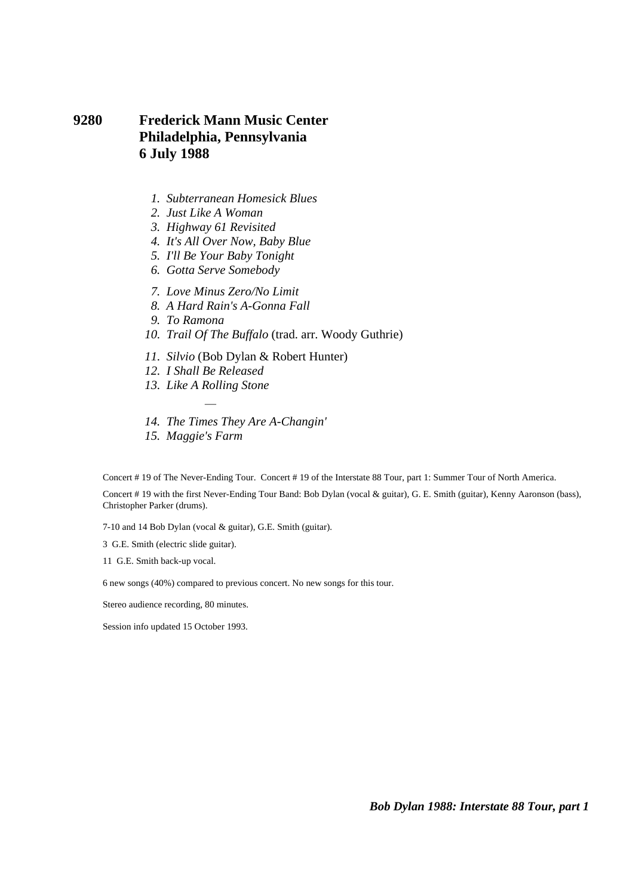**9280 Frederick Mann Music Center**
**Philadelphia, Pennsylvania**
**6 July 1988**

1. *Subterranean Homesick Blues*
2. *Just Like A Woman*
3. *Highway 61 Revisited*
4. *It's All Over Now, Baby Blue*
5. *I'll Be Your Baby Tonight*
6. *Gotta Serve Somebody*
7. *Love Minus Zero/No Limit*
8. *A Hard Rain's A-Gonna Fall*
9. *To Ramona*
10. *Trail Of The Buffalo* (trad. arr. Woody Guthrie)
11. *Silvio* (Bob Dylan & Robert Hunter)
12. *I Shall Be Released*
13. *Like A Rolling Stone*

—

14. *The Times They Are A-Changin'*
15. *Maggie's Farm*

Concert # 19 of The Never-Ending Tour. Concert # 19 of the Interstate 88 Tour, part 1: Summer Tour of North America.

Concert # 19 with the first Never-Ending Tour Band: Bob Dylan (vocal & guitar), G. E. Smith (guitar), Kenny Aaronson (bass), Christopher Parker (drums).

7-10 and 14 Bob Dylan (vocal & guitar), G.E. Smith (guitar).

3 G.E. Smith (electric slide guitar).

11 G.E. Smith back-up vocal.

6 new songs (40%) compared to previous concert. No new songs for this tour.

Stereo audience recording, 80 minutes.

Session info updated 15 October 1993.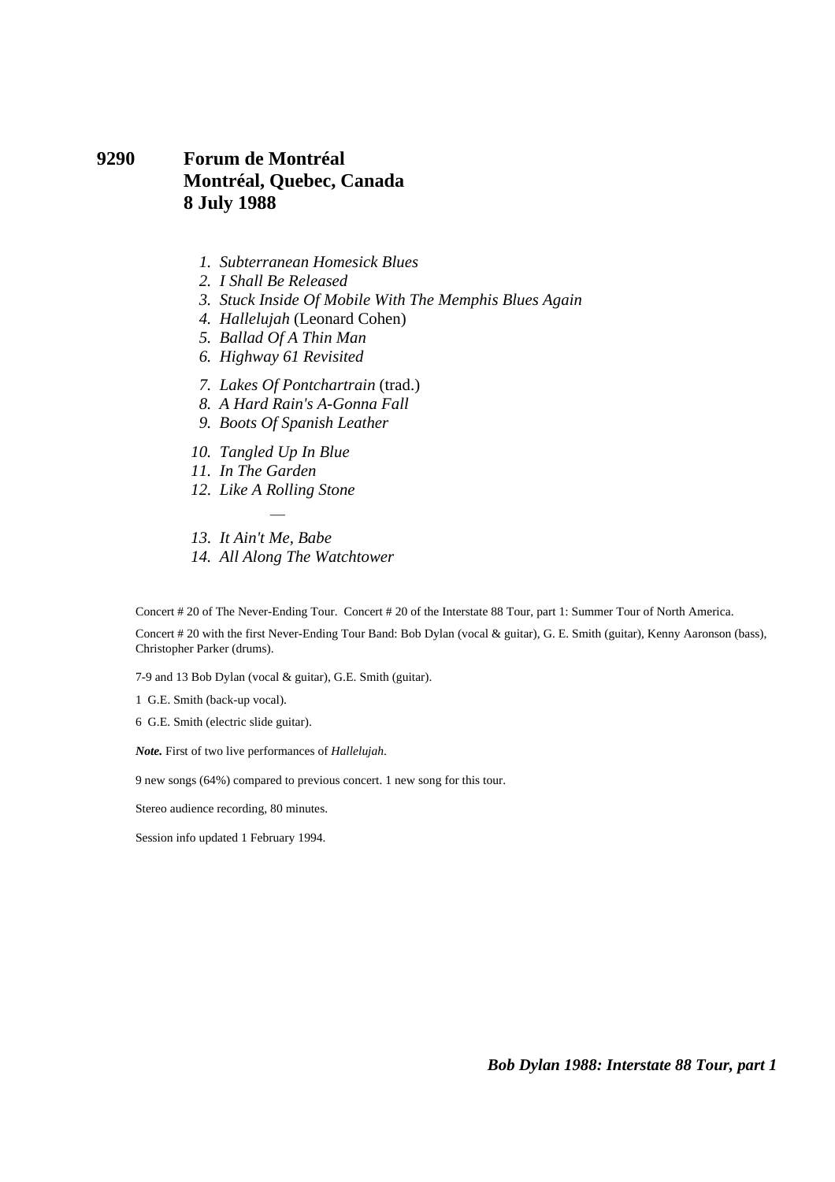# 9290 Forum de Montréal
## Montréal, Quebec, Canada
## 8 July 1988

1. *Subterranean Homesick Blues*
2. *I Shall Be Released*
3. *Stuck Inside Of Mobile With The Memphis Blues Again*
4. *Hallelujah* (Leonard Cohen)
5. *Ballad Of A Thin Man*
6. *Highway 61 Revisited*

7. *Lakes Of Pontchartrain* (trad.)
8. *A Hard Rain's A-Gonna Fall*
9. *Boots Of Spanish Leather*

10. *Tangled Up In Blue*
11. *In The Garden*
12. *Like A Rolling Stone*

—

13. *It Ain't Me, Babe*
14. *All Along The Watchtower*

Concert # 20 of The Never-Ending Tour. Concert # 20 of the Interstate 88 Tour, part 1: Summer Tour of North America.

Concert # 20 with the first Never-Ending Tour Band: Bob Dylan (vocal & guitar), G. E. Smith (guitar), Kenny Aaronson (bass), Christopher Parker (drums).

7-9 and 13 Bob Dylan (vocal & guitar), G.E. Smith (guitar).

1 G.E. Smith (back-up vocal).

6 G.E. Smith (electric slide guitar).

***Note.*** First of two live performances of *Hallelujah*.

9 new songs (64%) compared to previous concert. 1 new song for this tour.

Stereo audience recording, 80 minutes.

Session info updated 1 February 1994.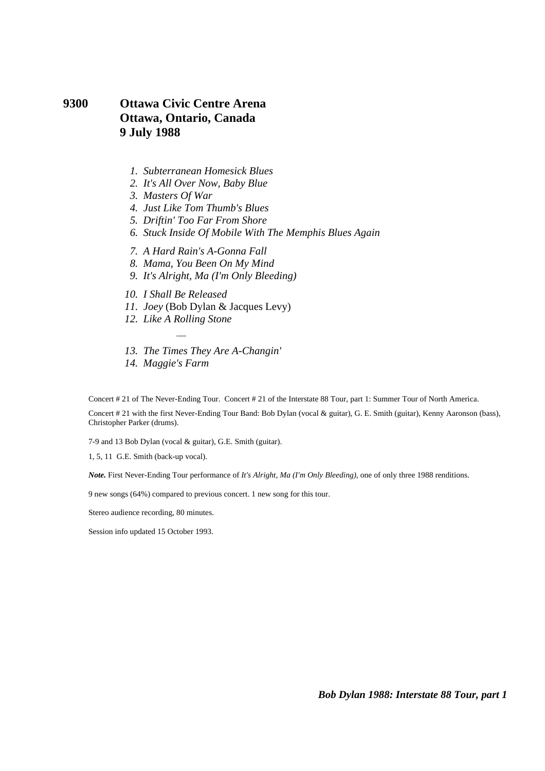## 9300 Ottawa Civic Centre Arena
## Ottawa, Ontario, Canada
## 9 July 1988

1. *Subterranean Homesick Blues*
2. *It's All Over Now, Baby Blue*
3. *Masters Of War*
4. *Just Like Tom Thumb's Blues*
5. *Driftin' Too Far From Shore*
6. *Stuck Inside Of Mobile With The Memphis Blues Again*

7. *A Hard Rain's A-Gonna Fall*
8. *Mama, You Been On My Mind*
9. *It's Alright, Ma (I'm Only Bleeding)*

10. *I Shall Be Released*
11. *Joey* (Bob Dylan & Jacques Levy)
12. *Like A Rolling Stone*

—

13. *The Times They Are A-Changin'*
14. *Maggie's Farm*

Concert # 21 of The Never-Ending Tour. Concert # 21 of the Interstate 88 Tour, part 1: Summer Tour of North America.

Concert # 21 with the first Never-Ending Tour Band: Bob Dylan (vocal & guitar), G. E. Smith (guitar), Kenny Aaronson (bass), Christopher Parker (drums).

7-9 and 13 Bob Dylan (vocal & guitar), G.E. Smith (guitar).

1, 5, 11 G.E. Smith (back-up vocal).

***Note.*** First Never-Ending Tour performance of *It's Alright, Ma (I'm Only Bleeding)*, one of only three 1988 renditions.

9 new songs (64%) compared to previous concert. 1 new song for this tour.

Stereo audience recording, 80 minutes.

Session info updated 15 October 1993.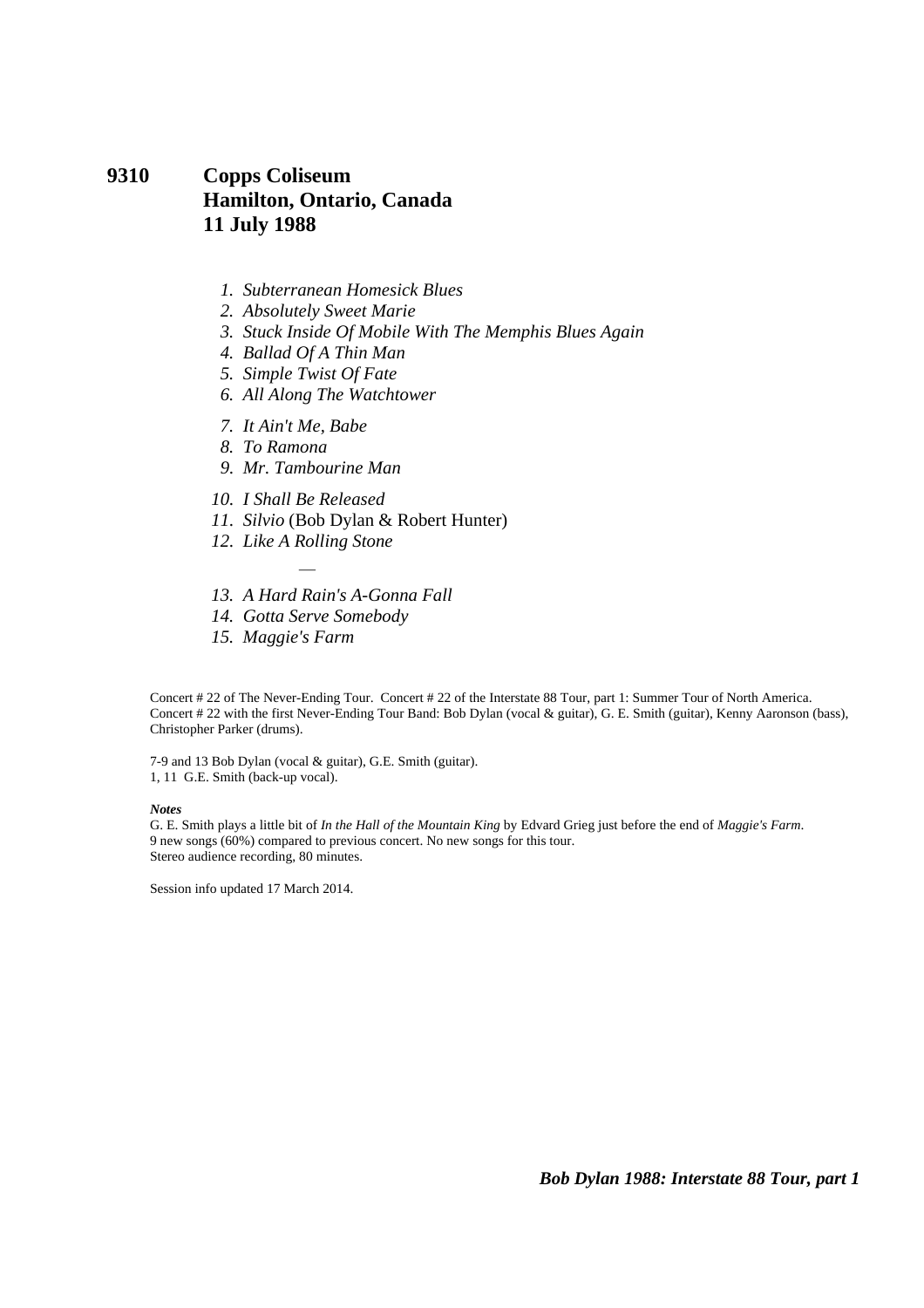# 9310 Copps Coliseum
# Hamilton, Ontario, Canada
# 11 July 1988

1. *Subterranean Homesick Blues*
2. *Absolutely Sweet Marie*
3. *Stuck Inside Of Mobile With The Memphis Blues Again*
4. *Ballad Of A Thin Man*
5. *Simple Twist Of Fate*
6. *All Along The Watchtower*

7. *It Ain't Me, Babe*
8. *To Ramona*
9. *Mr. Tambourine Man*

10. *I Shall Be Released*
11. *Silvio* (Bob Dylan & Robert Hunter)
12. *Like A Rolling Stone*

—

13. *A Hard Rain's A-Gonna Fall*
14. *Gotta Serve Somebody*
15. *Maggie's Farm*

Concert # 22 of The Never-Ending Tour. Concert # 22 of the Interstate 88 Tour, part 1: Summer Tour of North America. Concert # 22 with the first Never-Ending Tour Band: Bob Dylan (vocal & guitar), G. E. Smith (guitar), Kenny Aaronson (bass), Christopher Parker (drums).

7-9 and 13 Bob Dylan (vocal & guitar), G.E. Smith (guitar).
1, 11 G.E. Smith (back-up vocal).

***Notes***
G. E. Smith plays a little bit of *In the Hall of the Mountain King* by Edvard Grieg just before the end of *Maggie's Farm*.
9 new songs (60%) compared to previous concert. No new songs for this tour.
Stereo audience recording, 80 minutes.

Session info updated 17 March 2014.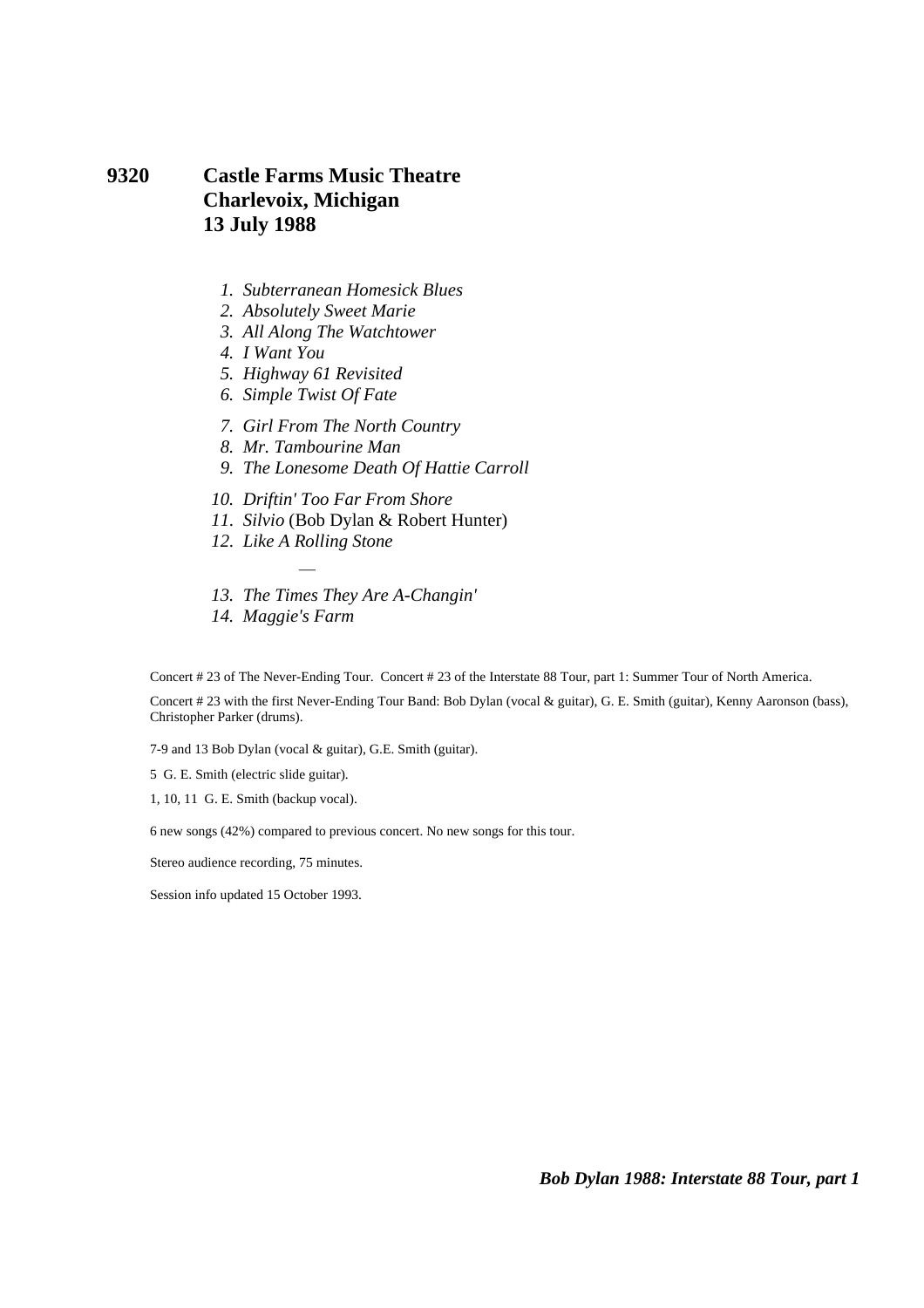# 9320 Castle Farms Music Theatre
## Charlevoix, Michigan
## 13 July 1988

1. *Subterranean Homesick Blues*
2. *Absolutely Sweet Marie*
3. *All Along The Watchtower*
4. *I Want You*
5. *Highway 61 Revisited*
6. *Simple Twist Of Fate*

7. *Girl From The North Country*
8. *Mr. Tambourine Man*
9. *The Lonesome Death Of Hattie Carroll*

10. *Driftin' Too Far From Shore*
11. *Silvio* (Bob Dylan & Robert Hunter)
12. *Like A Rolling Stone*

—

13. *The Times They Are A-Changin'*
14. *Maggie's Farm*

Concert # 23 of The Never-Ending Tour. Concert # 23 of the Interstate 88 Tour, part 1: Summer Tour of North America.

Concert # 23 with the first Never-Ending Tour Band: Bob Dylan (vocal & guitar), G. E. Smith (guitar), Kenny Aaronson (bass), Christopher Parker (drums).

7-9 and 13 Bob Dylan (vocal & guitar), G.E. Smith (guitar).

5 G. E. Smith (electric slide guitar).

1, 10, 11 G. E. Smith (backup vocal).

6 new songs (42%) compared to previous concert. No new songs for this tour.

Stereo audience recording, 75 minutes.

Session info updated 15 October 1993.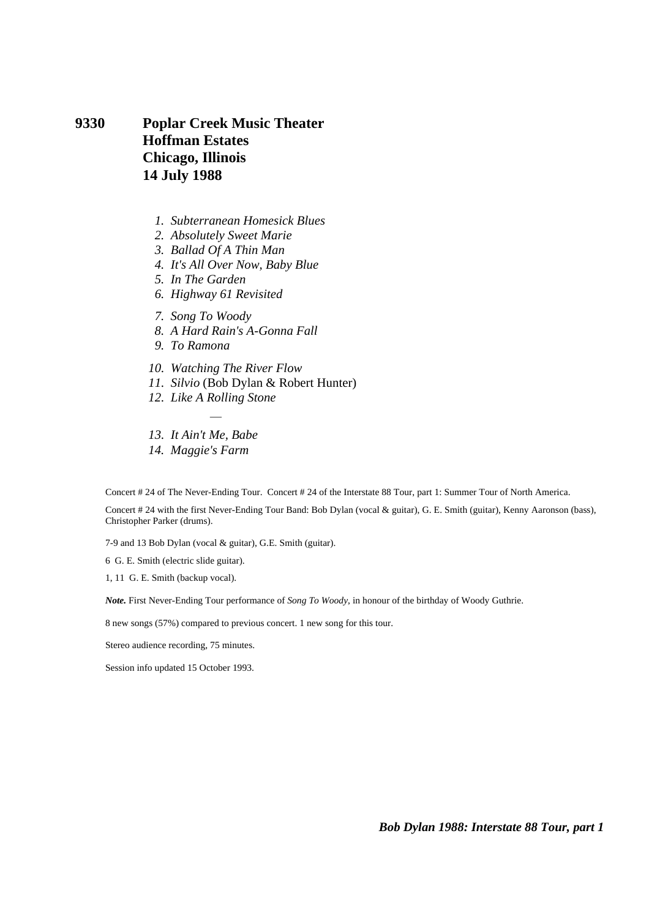## 9330 Poplar Creek Music Theater
## Hoffman Estates
## Chicago, Illinois
## 14 July 1988

1. *Subterranean Homesick Blues*
2. *Absolutely Sweet Marie*
3. *Ballad Of A Thin Man*
4. *It's All Over Now, Baby Blue*
5. *In The Garden*
6. *Highway 61 Revisited*
7. *Song To Woody*
8. *A Hard Rain's A-Gonna Fall*
9. *To Ramona*
10. *Watching The River Flow*
11. *Silvio* (Bob Dylan & Robert Hunter)
12. *Like A Rolling Stone*

—

13. *It Ain't Me, Babe*
14. *Maggie's Farm*

Concert # 24 of The Never-Ending Tour. Concert # 24 of the Interstate 88 Tour, part 1: Summer Tour of North America.

Concert # 24 with the first Never-Ending Tour Band: Bob Dylan (vocal & guitar), G. E. Smith (guitar), Kenny Aaronson (bass), Christopher Parker (drums).

7-9 and 13 Bob Dylan (vocal & guitar), G.E. Smith (guitar).

6 G. E. Smith (electric slide guitar).

1, 11 G. E. Smith (backup vocal).

***Note.*** First Never-Ending Tour performance of *Song To Woody*, in honour of the birthday of Woody Guthrie.

8 new songs (57%) compared to previous concert. 1 new song for this tour.

Stereo audience recording, 75 minutes.

Session info updated 15 October 1993.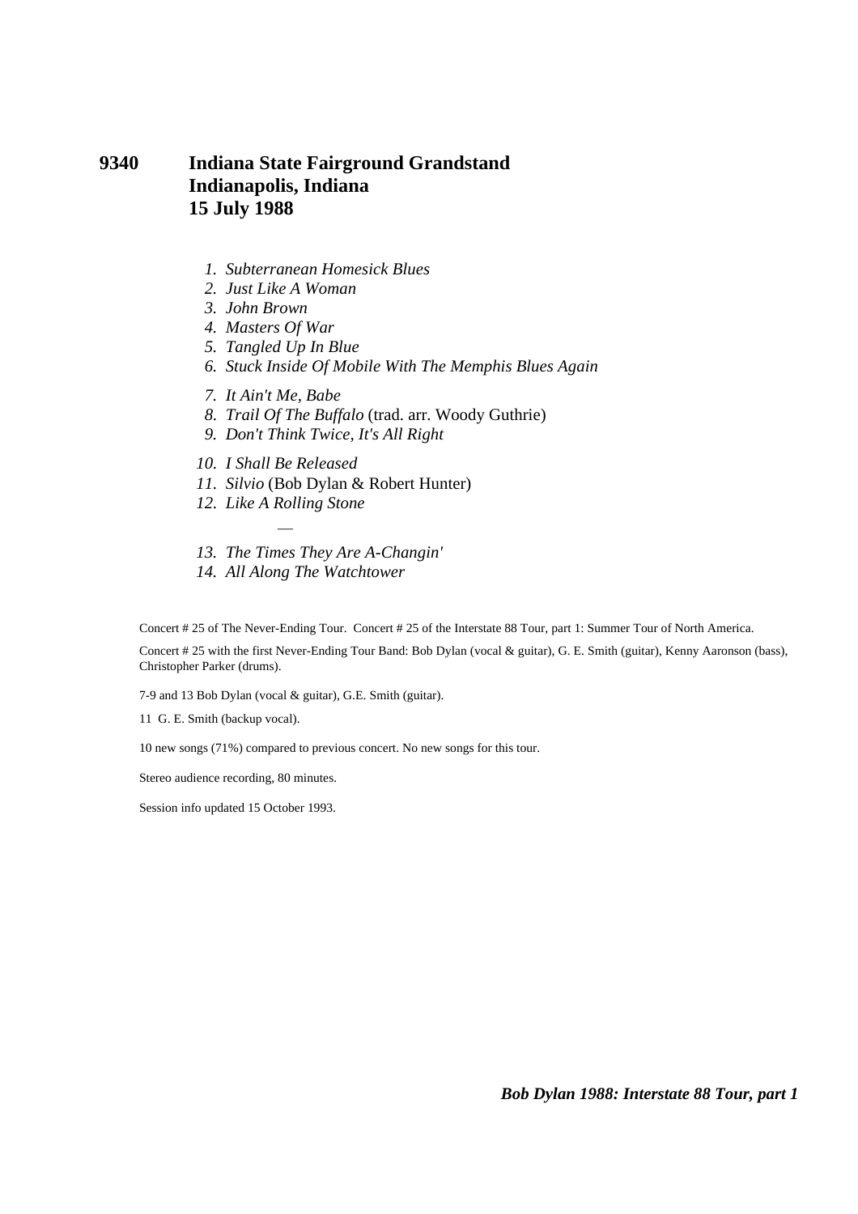# 9340 Indiana State Fairground Grandstand Indianapolis, Indiana 15 July 1988

1. *Subterranean Homesick Blues*
2. *Just Like A Woman*
3. *John Brown*
4. *Masters Of War*
5. *Tangled Up In Blue*
6. *Stuck Inside Of Mobile With The Memphis Blues Again*

7. *It Ain't Me, Babe*
8. *Trail Of The Buffalo* (trad. arr. Woody Guthrie)
9. *Don't Think Twice, It's All Right*

10. *I Shall Be Released*
11. *Silvio* (Bob Dylan & Robert Hunter)
12. *Like A Rolling Stone*

—

13. *The Times They Are A-Changin'*
14. *All Along The Watchtower*

Concert # 25 of The Never-Ending Tour. Concert # 25 of the Interstate 88 Tour, part 1: Summer Tour of North America.

Concert # 25 with the first Never-Ending Tour Band: Bob Dylan (vocal & guitar), G. E. Smith (guitar), Kenny Aaronson (bass), Christopher Parker (drums).

7-9 and 13 Bob Dylan (vocal & guitar), G.E. Smith (guitar).

11 G. E. Smith (backup vocal).

10 new songs (71%) compared to previous concert. No new songs for this tour.

Stereo audience recording, 80 minutes.

Session info updated 15 October 1993.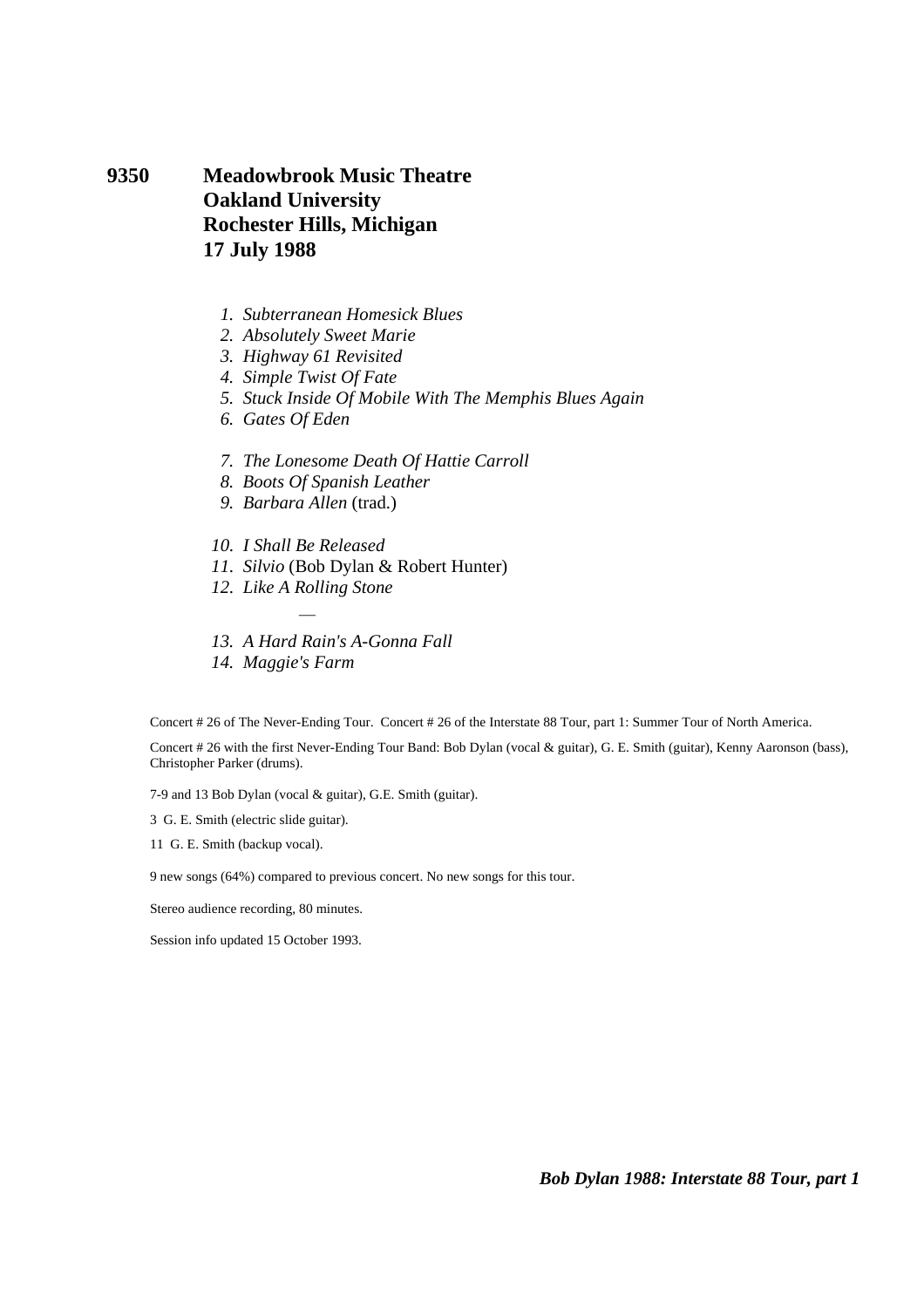**9350 Meadowbrook Music Theatre**
**Oakland University**
**Rochester Hills, Michigan**
**17 July 1988**

1. *Subterranean Homesick Blues*
2. *Absolutely Sweet Marie*
3. *Highway 61 Revisited*
4. *Simple Twist Of Fate*
5. *Stuck Inside Of Mobile With The Memphis Blues Again*
6. *Gates Of Eden*

7. *The Lonesome Death Of Hattie Carroll*
8. *Boots Of Spanish Leather*
9. *Barbara Allen* (trad.)

10. *I Shall Be Released*
11. *Silvio* (Bob Dylan & Robert Hunter)
12. *Like A Rolling Stone*

—

13. *A Hard Rain's A-Gonna Fall*
14. *Maggie's Farm*

Concert # 26 of The Never-Ending Tour. Concert # 26 of the Interstate 88 Tour, part 1: Summer Tour of North America.

Concert # 26 with the first Never-Ending Tour Band: Bob Dylan (vocal & guitar), G. E. Smith (guitar), Kenny Aaronson (bass), Christopher Parker (drums).

7-9 and 13 Bob Dylan (vocal & guitar), G.E. Smith (guitar).

3 G. E. Smith (electric slide guitar).

11 G. E. Smith (backup vocal).

9 new songs (64%) compared to previous concert. No new songs for this tour.

Stereo audience recording, 80 minutes.

Session info updated 15 October 1993.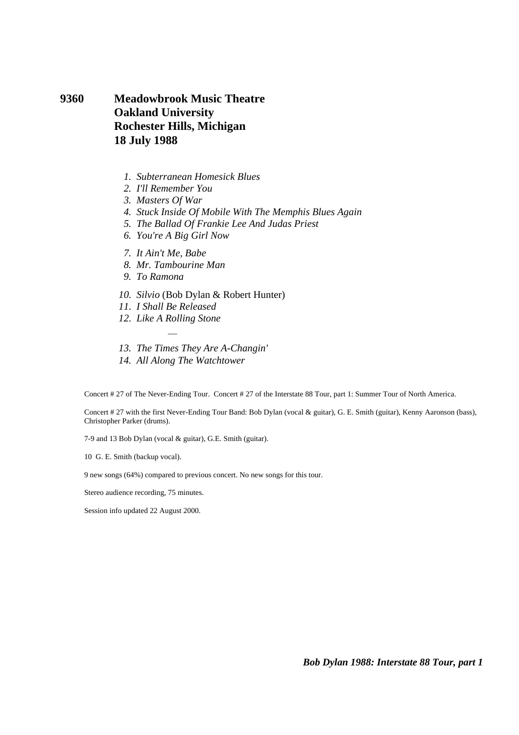# 9360 Meadowbrook Music Theatre
## Oakland University
## Rochester Hills, Michigan
## 18 July 1988

1. *Subterranean Homesick Blues*
2. *I'll Remember You*
3. *Masters Of War*
4. *Stuck Inside Of Mobile With The Memphis Blues Again*
5. *The Ballad Of Frankie Lee And Judas Priest*
6. *You're A Big Girl Now*

7. *It Ain't Me, Babe*
8. *Mr. Tambourine Man*
9. *To Ramona*

10. *Silvio* (Bob Dylan & Robert Hunter)
11. *I Shall Be Released*
12. *Like A Rolling Stone*

—

13. *The Times They Are A-Changin'*
14. *All Along The Watchtower*

Concert # 27 of The Never-Ending Tour. Concert # 27 of the Interstate 88 Tour, part 1: Summer Tour of North America.

Concert # 27 with the first Never-Ending Tour Band: Bob Dylan (vocal & guitar), G. E. Smith (guitar), Kenny Aaronson (bass), Christopher Parker (drums).

7-9 and 13 Bob Dylan (vocal & guitar), G.E. Smith (guitar).

10 G. E. Smith (backup vocal).

9 new songs (64%) compared to previous concert. No new songs for this tour.

Stereo audience recording, 75 minutes.

Session info updated 22 August 2000.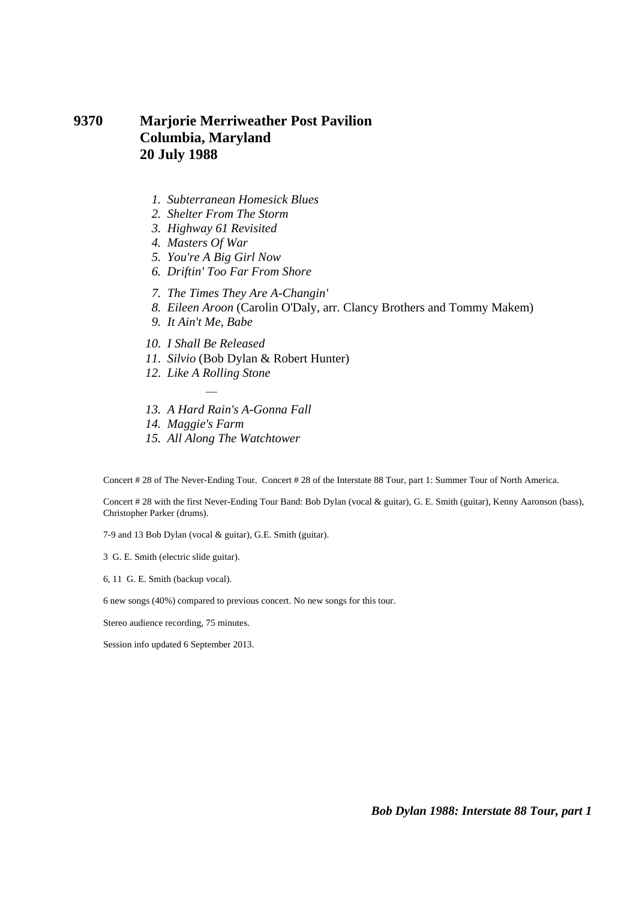## 9370 Marjorie Merriweather Post Pavilion
## Columbia, Maryland
## 20 July 1988

1. *Subterranean Homesick Blues*
2. *Shelter From The Storm*
3. *Highway 61 Revisited*
4. *Masters Of War*
5. *You're A Big Girl Now*
6. *Driftin' Too Far From Shore*

7. *The Times They Are A-Changin'*
8. *Eileen Aroon* (Carolin O'Daly, arr. Clancy Brothers and Tommy Makem)
9. *It Ain't Me, Babe*

10. *I Shall Be Released*
11. *Silvio* (Bob Dylan & Robert Hunter)
12. *Like A Rolling Stone*

—

13. *A Hard Rain's A-Gonna Fall*
14. *Maggie's Farm*
15. *All Along The Watchtower*

Concert # 28 of The Never-Ending Tour. Concert # 28 of the Interstate 88 Tour, part 1: Summer Tour of North America.

Concert # 28 with the first Never-Ending Tour Band: Bob Dylan (vocal & guitar), G. E. Smith (guitar), Kenny Aaronson (bass), Christopher Parker (drums).

7-9 and 13 Bob Dylan (vocal & guitar), G.E. Smith (guitar).

3 G. E. Smith (electric slide guitar).

6, 11 G. E. Smith (backup vocal).

6 new songs (40%) compared to previous concert. No new songs for this tour.

Stereo audience recording, 75 minutes.

Session info updated 6 September 2013.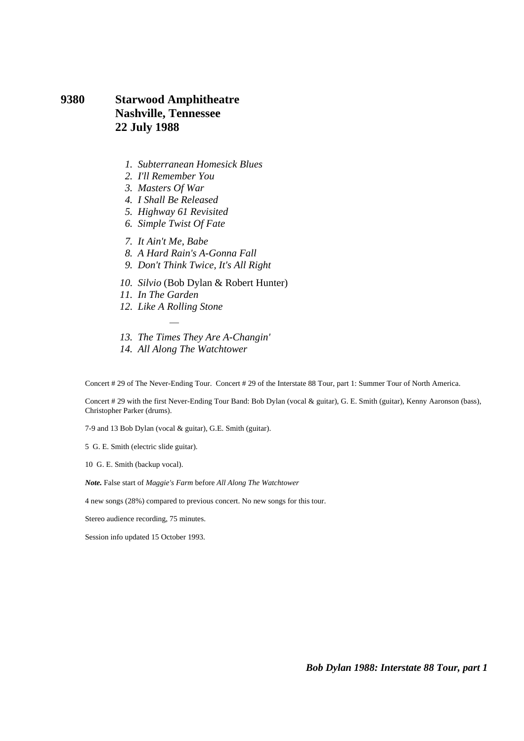## 9380 Starwood Amphitheatre Nashville, Tennessee 22 July 1988

1. *Subterranean Homesick Blues*
2. *I'll Remember You*
3. *Masters Of War*
4. *I Shall Be Released*
5. *Highway 61 Revisited*
6. *Simple Twist Of Fate*

7. *It Ain't Me, Babe*
8. *A Hard Rain's A-Gonna Fall*
9. *Don't Think Twice, It's All Right*

10. *Silvio* (Bob Dylan & Robert Hunter)
11. *In The Garden*
12. *Like A Rolling Stone*

—

13. *The Times They Are A-Changin'*
14. *All Along The Watchtower*

Concert # 29 of The Never-Ending Tour. Concert # 29 of the Interstate 88 Tour, part 1: Summer Tour of North America.

Concert # 29 with the first Never-Ending Tour Band: Bob Dylan (vocal & guitar), G. E. Smith (guitar), Kenny Aaronson (bass), Christopher Parker (drums).

7-9 and 13 Bob Dylan (vocal & guitar), G.E. Smith (guitar).

5 G. E. Smith (electric slide guitar).

10 G. E. Smith (backup vocal).

***Note.*** False start of *Maggie's Farm* before *All Along The Watchtower*

4 new songs (28%) compared to previous concert. No new songs for this tour.

Stereo audience recording, 75 minutes.

Session info updated 15 October 1993.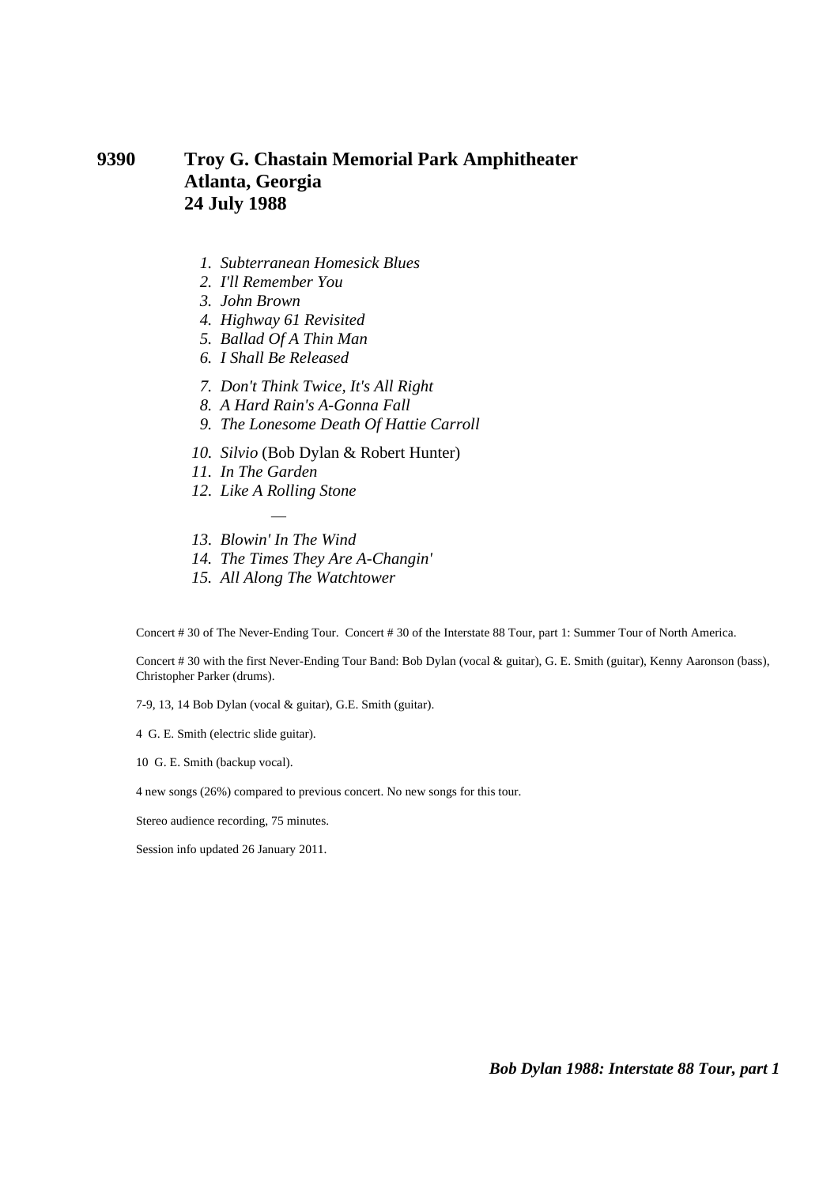## 9390 Troy G. Chastain Memorial Park Amphitheater
## Atlanta, Georgia
## 24 July 1988

1. *Subterranean Homesick Blues*
2. *I'll Remember You*
3. *John Brown*
4. *Highway 61 Revisited*
5. *Ballad Of A Thin Man*
6. *I Shall Be Released*

7. *Don't Think Twice, It's All Right*
8. *A Hard Rain's A-Gonna Fall*
9. *The Lonesome Death Of Hattie Carroll*

10. *Silvio* (Bob Dylan & Robert Hunter)
11. *In The Garden*
12. *Like A Rolling Stone*

—

13. *Blowin' In The Wind*
14. *The Times They Are A-Changin'*
15. *All Along The Watchtower*

Concert # 30 of The Never-Ending Tour. Concert # 30 of the Interstate 88 Tour, part 1: Summer Tour of North America.

Concert # 30 with the first Never-Ending Tour Band: Bob Dylan (vocal & guitar), G. E. Smith (guitar), Kenny Aaronson (bass), Christopher Parker (drums).

7-9, 13, 14 Bob Dylan (vocal & guitar), G.E. Smith (guitar).

4 G. E. Smith (electric slide guitar).

10 G. E. Smith (backup vocal).

4 new songs (26%) compared to previous concert. No new songs for this tour.

Stereo audience recording, 75 minutes.

Session info updated 26 January 2011.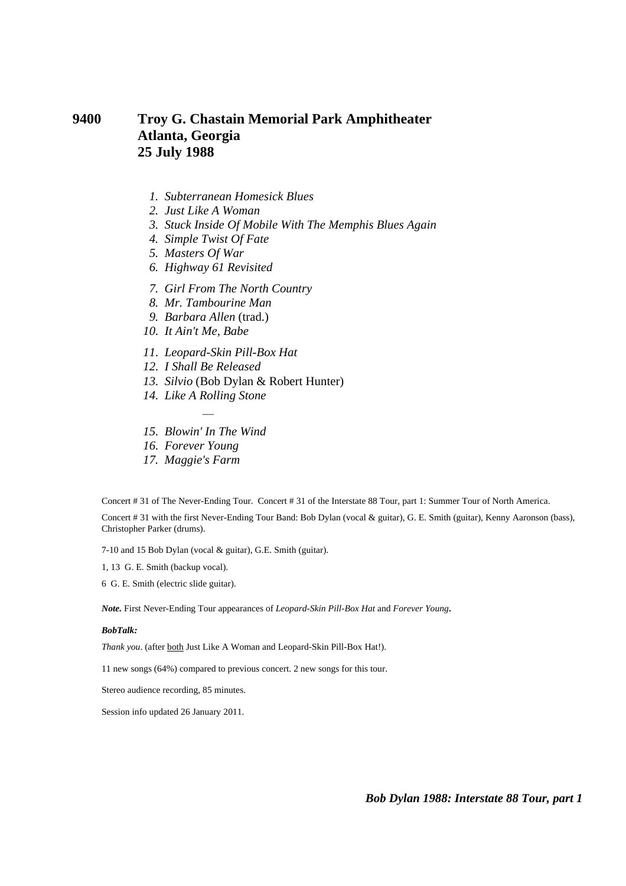# 9400 Troy G. Chastain Memorial Park Amphitheater
## Atlanta, Georgia
## 25 July 1988

1. *Subterranean Homesick Blues*
2. *Just Like A Woman*
3. *Stuck Inside Of Mobile With The Memphis Blues Again*
4. *Simple Twist Of Fate*
5. *Masters Of War*
6. *Highway 61 Revisited*

7. *Girl From The North Country*
8. *Mr. Tambourine Man*
9. *Barbara Allen* (trad.)
10. *It Ain't Me, Babe*

11. *Leopard-Skin Pill-Box Hat*
12. *I Shall Be Released*
13. *Silvio* (Bob Dylan & Robert Hunter)
14. *Like A Rolling Stone*

—

15. *Blowin' In The Wind*
16. *Forever Young*
17. *Maggie's Farm*

Concert # 31 of The Never-Ending Tour. Concert # 31 of the Interstate 88 Tour, part 1: Summer Tour of North America.

Concert # 31 with the first Never-Ending Tour Band: Bob Dylan (vocal & guitar), G. E. Smith (guitar), Kenny Aaronson (bass), Christopher Parker (drums).

7-10 and 15 Bob Dylan (vocal & guitar), G.E. Smith (guitar).

1, 13 G. E. Smith (backup vocal).

6 G. E. Smith (electric slide guitar).

***Note.*** First Never-Ending Tour appearances of *Leopard-Skin Pill-Box Hat* and *Forever Young*.

***BobTalk:***

*Thank you*. (after both Just Like A Woman and Leopard-Skin Pill-Box Hat!).

11 new songs (64%) compared to previous concert. 2 new songs for this tour.

Stereo audience recording, 85 minutes.

Session info updated 26 January 2011.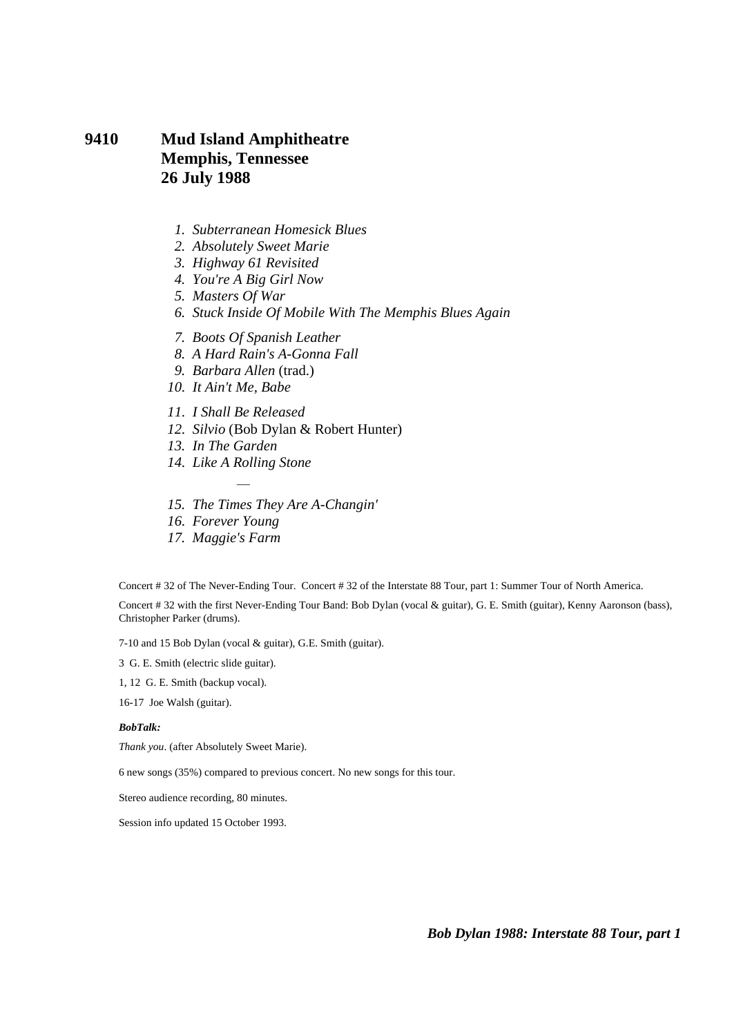# 9410 Mud Island Amphitheatre
## Memphis, Tennessee
## 26 July 1988

1. *Subterranean Homesick Blues*
2. *Absolutely Sweet Marie*
3. *Highway 61 Revisited*
4. *You're A Big Girl Now*
5. *Masters Of War*
6. *Stuck Inside Of Mobile With The Memphis Blues Again*
7. *Boots Of Spanish Leather*
8. *A Hard Rain's A-Gonna Fall*
9. *Barbara Allen* (trad.)
10. *It Ain't Me, Babe*
11. *I Shall Be Released*
12. *Silvio* (Bob Dylan & Robert Hunter)
13. *In The Garden*
14. *Like A Rolling Stone*

—

15. *The Times They Are A-Changin'*
16. *Forever Young*
17. *Maggie's Farm*

Concert # 32 of The Never-Ending Tour. Concert # 32 of the Interstate 88 Tour, part 1: Summer Tour of North America.

Concert # 32 with the first Never-Ending Tour Band: Bob Dylan (vocal & guitar), G. E. Smith (guitar), Kenny Aaronson (bass), Christopher Parker (drums).

7-10 and 15 Bob Dylan (vocal & guitar), G.E. Smith (guitar).

3 G. E. Smith (electric slide guitar).

1, 12 G. E. Smith (backup vocal).

16-17 Joe Walsh (guitar).

***BobTalk:***

*Thank you*. (after Absolutely Sweet Marie).

6 new songs (35%) compared to previous concert. No new songs for this tour.

Stereo audience recording, 80 minutes.

Session info updated 15 October 1993.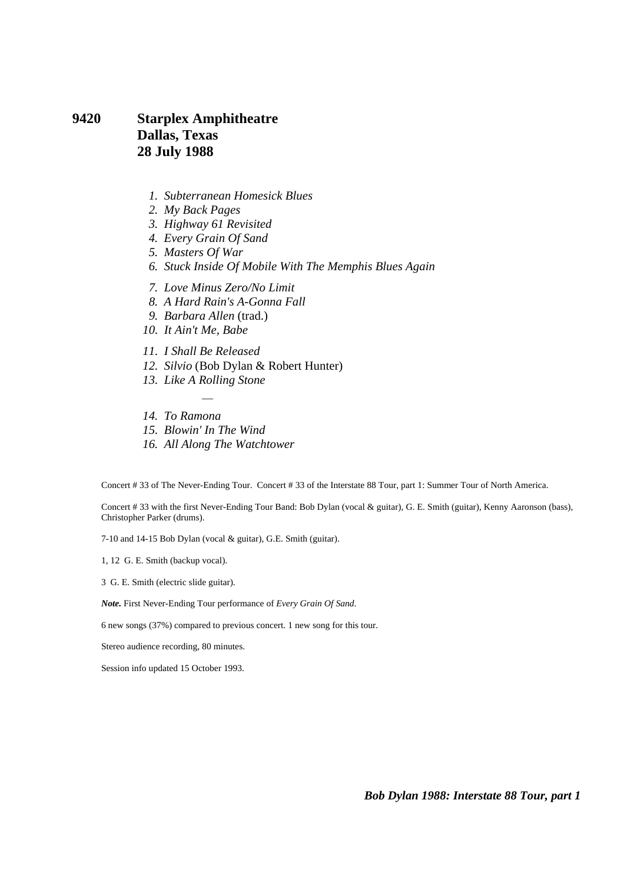## 9420 Starplex Amphitheatre Dallas, Texas 28 July 1988

1. *Subterranean Homesick Blues*
2. *My Back Pages*
3. *Highway 61 Revisited*
4. *Every Grain Of Sand*
5. *Masters Of War*
6. *Stuck Inside Of Mobile With The Memphis Blues Again*

7. *Love Minus Zero/No Limit*
8. *A Hard Rain's A-Gonna Fall*
9. *Barbara Allen* (trad.)
10. *It Ain't Me, Babe*

11. *I Shall Be Released*
12. *Silvio* (Bob Dylan & Robert Hunter)
13. *Like A Rolling Stone*

—

14. *To Ramona*
15. *Blowin' In The Wind*
16. *All Along The Watchtower*

Concert # 33 of The Never-Ending Tour. Concert # 33 of the Interstate 88 Tour, part 1: Summer Tour of North America.

Concert # 33 with the first Never-Ending Tour Band: Bob Dylan (vocal & guitar), G. E. Smith (guitar), Kenny Aaronson (bass), Christopher Parker (drums).

7-10 and 14-15 Bob Dylan (vocal & guitar), G.E. Smith (guitar).

1, 12 G. E. Smith (backup vocal).

3 G. E. Smith (electric slide guitar).

***Note.*** First Never-Ending Tour performance of *Every Grain Of Sand*.

6 new songs (37%) compared to previous concert. 1 new song for this tour.

Stereo audience recording, 80 minutes.

Session info updated 15 October 1993.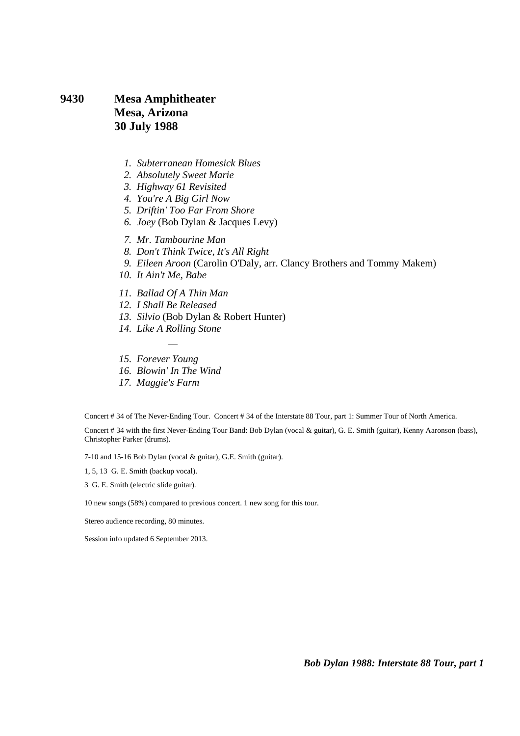## 9430 Mesa Amphitheater
## Mesa, Arizona
## 30 July 1988

1. *Subterranean Homesick Blues*
2. *Absolutely Sweet Marie*
3. *Highway 61 Revisited*
4. *You're A Big Girl Now*
5. *Driftin' Too Far From Shore*
6. *Joey* (Bob Dylan & Jacques Levy)

7. *Mr. Tambourine Man*
8. *Don't Think Twice, It's All Right*
9. *Eileen Aroon* (Carolin O'Daly, arr. Clancy Brothers and Tommy Makem)
10. *It Ain't Me, Babe*

11. *Ballad Of A Thin Man*
12. *I Shall Be Released*
13. *Silvio* (Bob Dylan & Robert Hunter)
14. *Like A Rolling Stone*

—

15. *Forever Young*
16. *Blowin' In The Wind*
17. *Maggie's Farm*

Concert # 34 of The Never-Ending Tour. Concert # 34 of the Interstate 88 Tour, part 1: Summer Tour of North America.

Concert # 34 with the first Never-Ending Tour Band: Bob Dylan (vocal & guitar), G. E. Smith (guitar), Kenny Aaronson (bass), Christopher Parker (drums).

7-10 and 15-16 Bob Dylan (vocal & guitar), G.E. Smith (guitar).

1, 5, 13 G. E. Smith (backup vocal).

3 G. E. Smith (electric slide guitar).

10 new songs (58%) compared to previous concert. 1 new song for this tour.

Stereo audience recording, 80 minutes.

Session info updated 6 September 2013.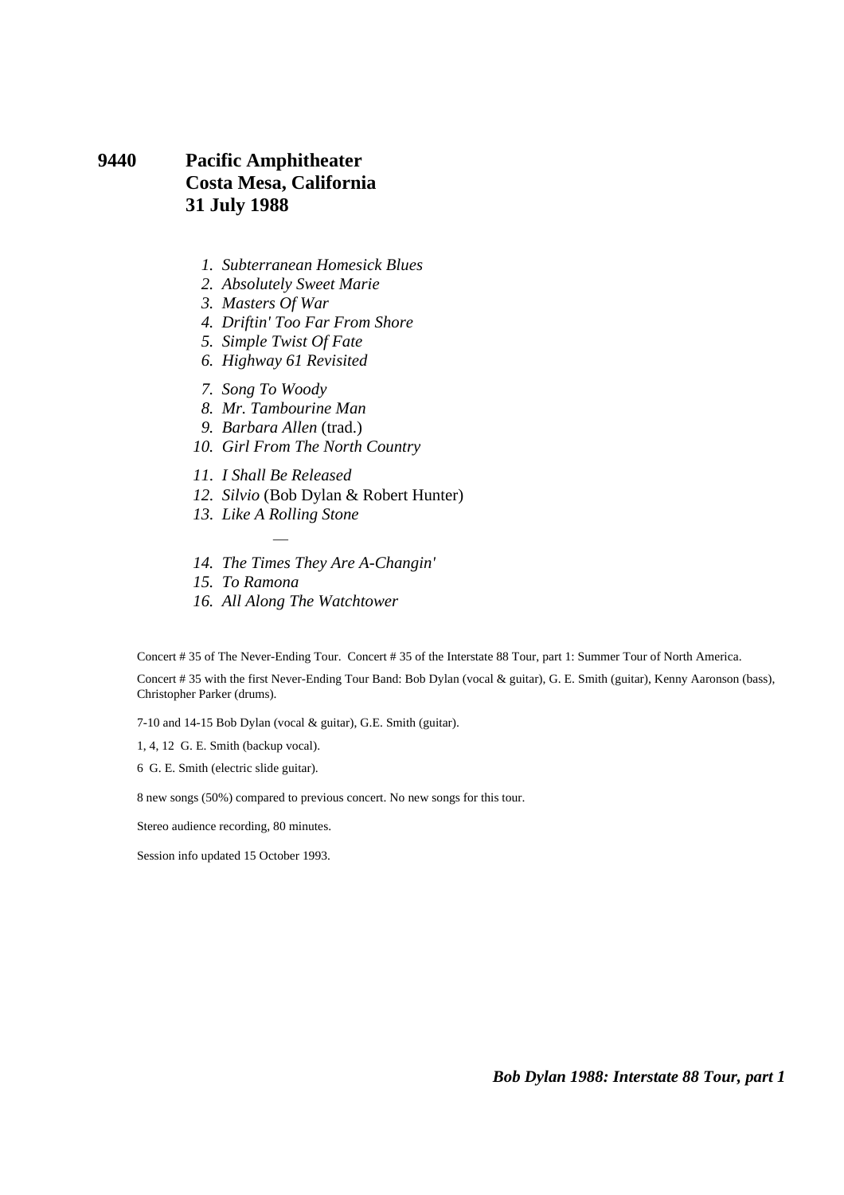# 9440 Pacific Amphitheater Costa Mesa, California 31 July 1988

1. *Subterranean Homesick Blues*
2. *Absolutely Sweet Marie*
3. *Masters Of War*
4. *Driftin' Too Far From Shore*
5. *Simple Twist Of Fate*
6. *Highway 61 Revisited*

7. *Song To Woody*
8. *Mr. Tambourine Man*
9. *Barbara Allen* (trad.)
10. *Girl From The North Country*

11. *I Shall Be Released*
12. *Silvio* (Bob Dylan & Robert Hunter)
13. *Like A Rolling Stone*

—

14. *The Times They Are A-Changin'*
15. *To Ramona*
16. *All Along The Watchtower*

Concert # 35 of The Never-Ending Tour. Concert # 35 of the Interstate 88 Tour, part 1: Summer Tour of North America.

Concert # 35 with the first Never-Ending Tour Band: Bob Dylan (vocal & guitar), G. E. Smith (guitar), Kenny Aaronson (bass), Christopher Parker (drums).

7-10 and 14-15 Bob Dylan (vocal & guitar), G.E. Smith (guitar).

1, 4, 12 G. E. Smith (backup vocal).

6 G. E. Smith (electric slide guitar).

8 new songs (50%) compared to previous concert. No new songs for this tour.

Stereo audience recording, 80 minutes.

Session info updated 15 October 1993.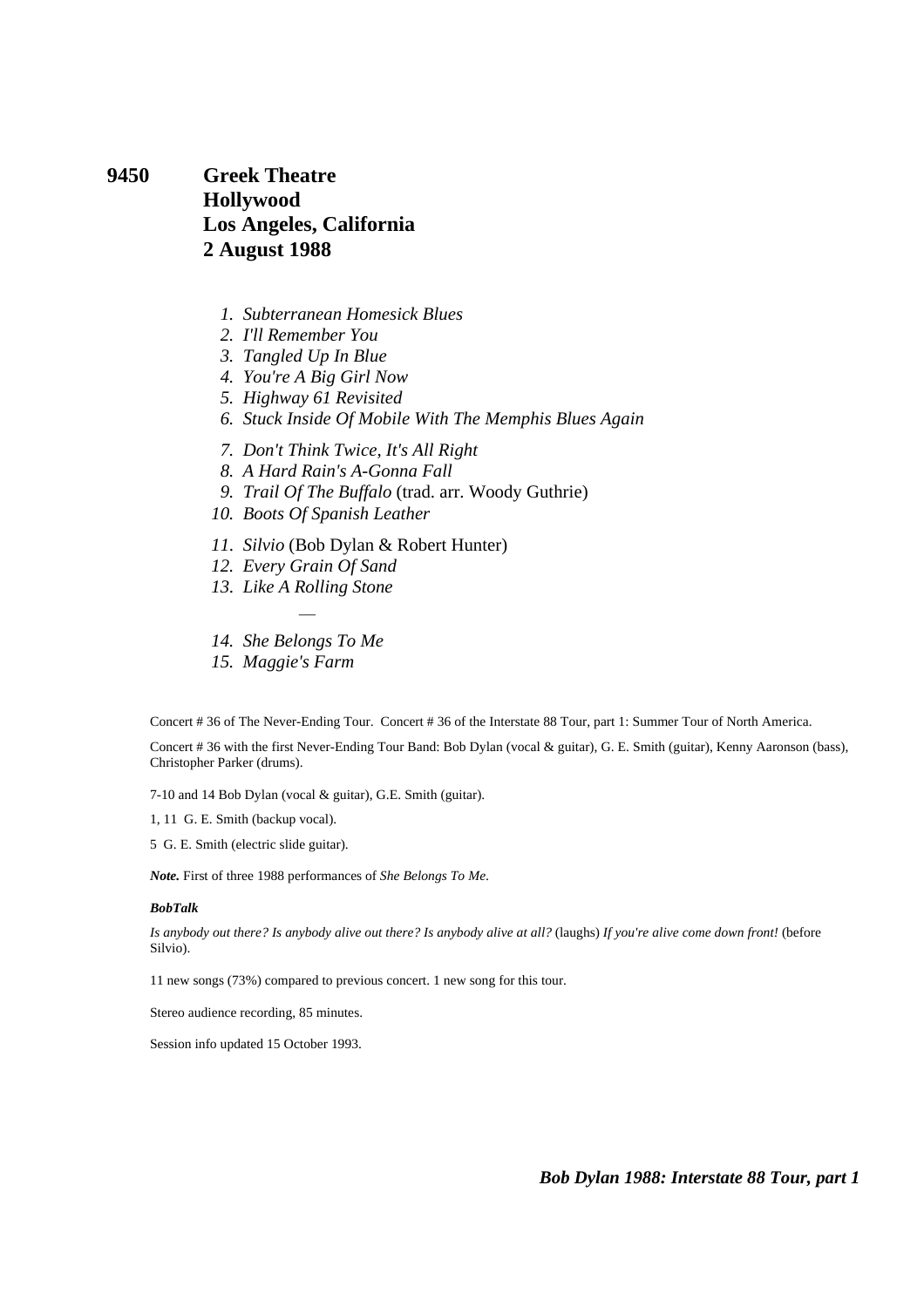# 9450 Greek Theatre Hollywood Los Angeles, California 2 August 1988

1. *Subterranean Homesick Blues*
2. *I'll Remember You*
3. *Tangled Up In Blue*
4. *You're A Big Girl Now*
5. *Highway 61 Revisited*
6. *Stuck Inside Of Mobile With The Memphis Blues Again*
7. *Don't Think Twice, It's All Right*
8. *A Hard Rain's A-Gonna Fall*
9. *Trail Of The Buffalo* (trad. arr. Woody Guthrie)
10. *Boots Of Spanish Leather*
11. *Silvio* (Bob Dylan & Robert Hunter)
12. *Every Grain Of Sand*
13. *Like A Rolling Stone*

—

14. *She Belongs To Me*
15. *Maggie's Farm*

Concert # 36 of The Never-Ending Tour. Concert # 36 of the Interstate 88 Tour, part 1: Summer Tour of North America.

Concert # 36 with the first Never-Ending Tour Band: Bob Dylan (vocal & guitar), G. E. Smith (guitar), Kenny Aaronson (bass), Christopher Parker (drums).

7-10 and 14 Bob Dylan (vocal & guitar), G.E. Smith (guitar).

1, 11 G. E. Smith (backup vocal).

5 G. E. Smith (electric slide guitar).

***Note.*** First of three 1988 performances of *She Belongs To Me*.

***BobTalk***

*Is anybody out there? Is anybody alive out there? Is anybody alive at all?* (laughs) *If you're alive come down front!* (before Silvio).

11 new songs (73%) compared to previous concert. 1 new song for this tour.

Stereo audience recording, 85 minutes.

Session info updated 15 October 1993.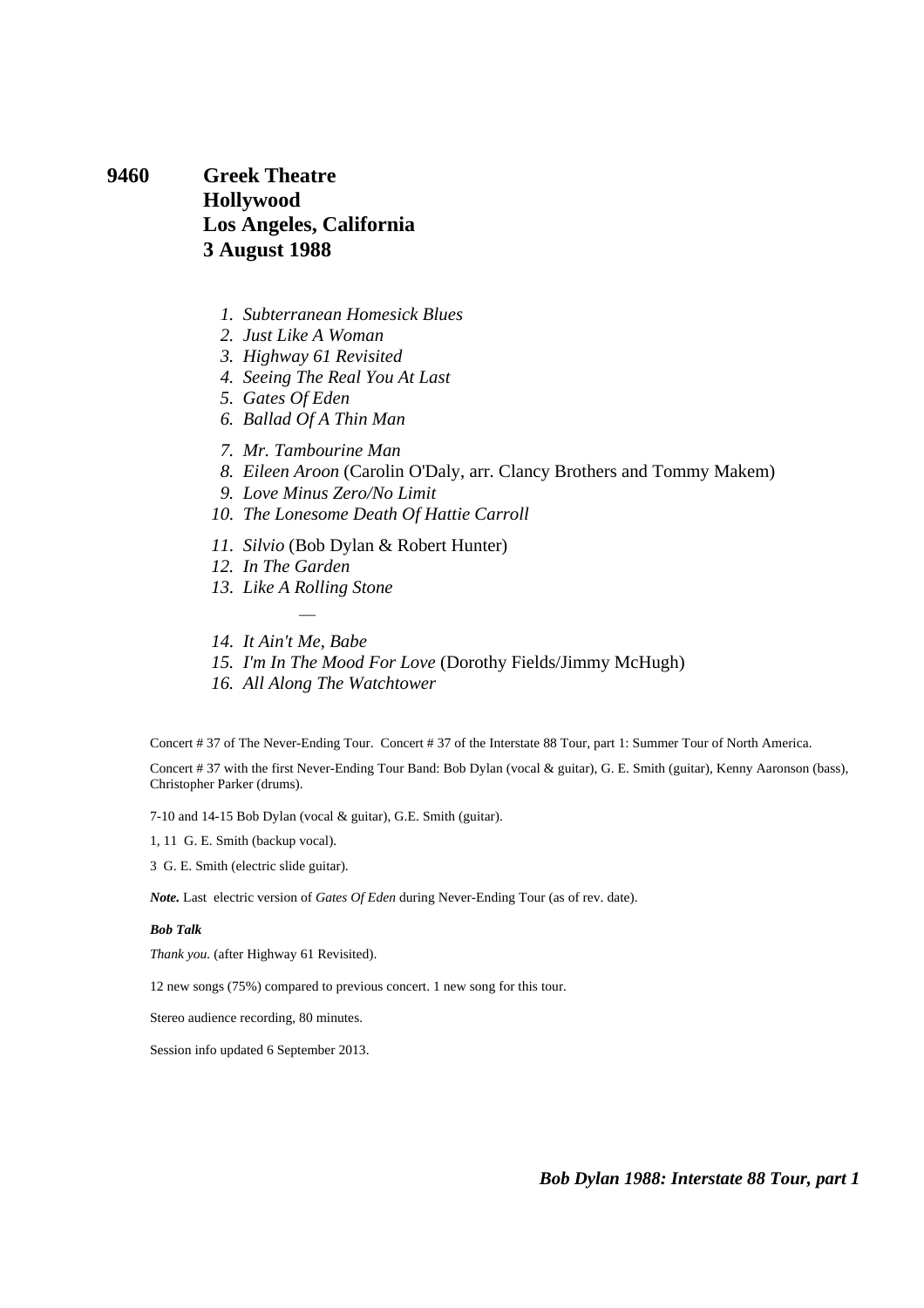# 9460 Greek Theatre Hollywood Los Angeles, California 3 August 1988

1. *Subterranean Homesick Blues*
2. *Just Like A Woman*
3. *Highway 61 Revisited*
4. *Seeing The Real You At Last*
5. *Gates Of Eden*
6. *Ballad Of A Thin Man*

7. *Mr. Tambourine Man*
8. *Eileen Aroon* (Carolin O'Daly, arr. Clancy Brothers and Tommy Makem)
9. *Love Minus Zero/No Limit*
10. *The Lonesome Death Of Hattie Carroll*

11. *Silvio* (Bob Dylan & Robert Hunter)
12. *In The Garden*
13. *Like A Rolling Stone*

—

14. *It Ain't Me, Babe*
15. *I'm In The Mood For Love* (Dorothy Fields/Jimmy McHugh)
16. *All Along The Watchtower*

Concert # 37 of The Never-Ending Tour. Concert # 37 of the Interstate 88 Tour, part 1: Summer Tour of North America.

Concert # 37 with the first Never-Ending Tour Band: Bob Dylan (vocal & guitar), G. E. Smith (guitar), Kenny Aaronson (bass), Christopher Parker (drums).

7-10 and 14-15 Bob Dylan (vocal & guitar), G.E. Smith (guitar).

1, 11 G. E. Smith (backup vocal).

3 G. E. Smith (electric slide guitar).

***Note.*** Last electric version of *Gates Of Eden* during Never-Ending Tour (as of rev. date).

***Bob Talk***

*Thank you.* (after Highway 61 Revisited).

12 new songs (75%) compared to previous concert. 1 new song for this tour.

Stereo audience recording, 80 minutes.

Session info updated 6 September 2013.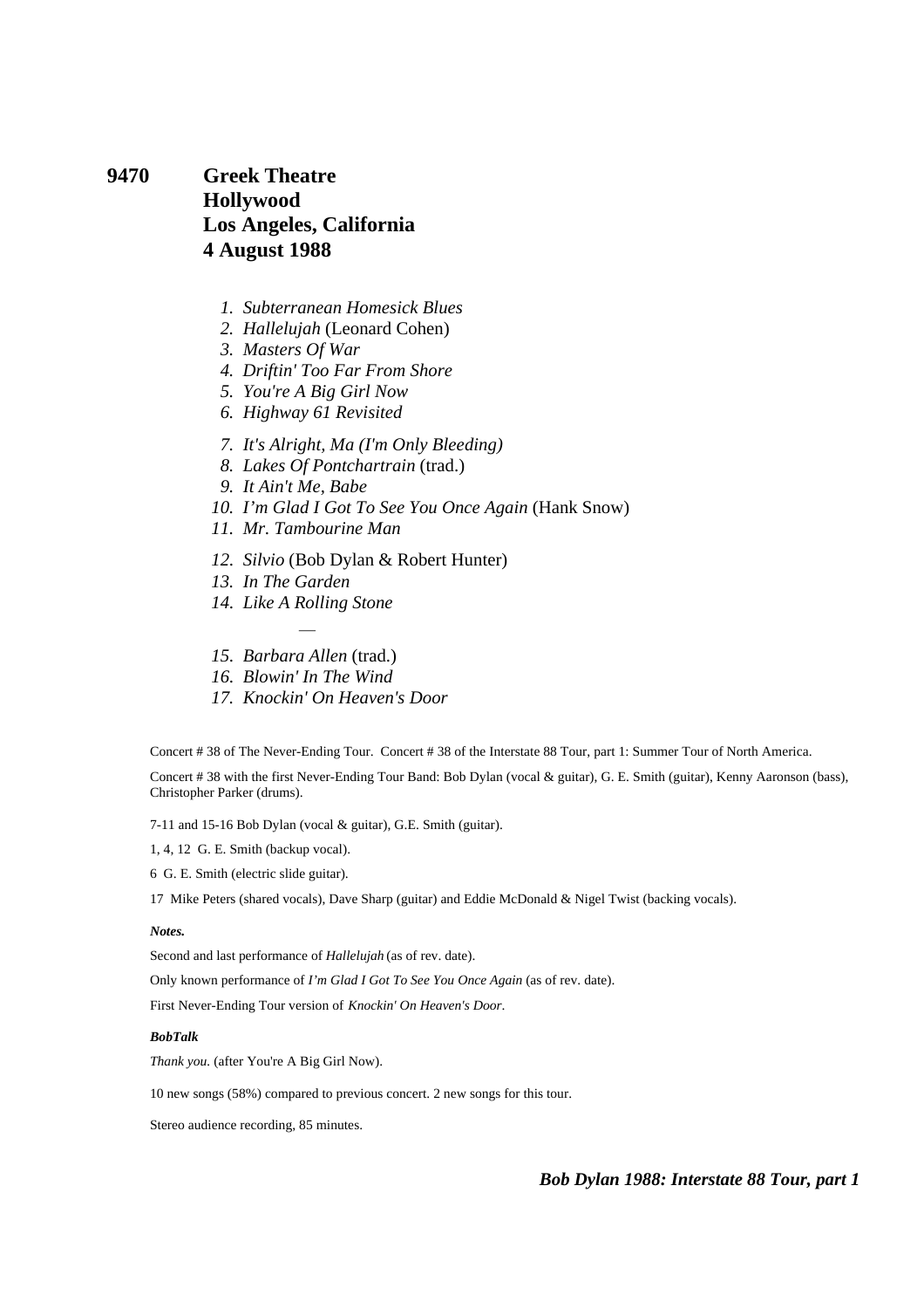# 9470 Greek Theatre Hollywood Los Angeles, California 4 August 1988

1. *Subterranean Homesick Blues*
2. *Hallelujah* (Leonard Cohen)
3. *Masters Of War*
4. *Driftin' Too Far From Shore*
5. *You're A Big Girl Now*
6. *Highway 61 Revisited*

7. *It's Alright, Ma (I'm Only Bleeding)*
8. *Lakes Of Pontchartrain* (trad.)
9. *It Ain't Me, Babe*
10. *I'm Glad I Got To See You Once Again* (Hank Snow)
11. *Mr. Tambourine Man*

12. *Silvio* (Bob Dylan & Robert Hunter)
13. *In The Garden*
14. *Like A Rolling Stone*

—

15. *Barbara Allen* (trad.)
16. *Blowin' In The Wind*
17. *Knockin' On Heaven's Door*

Concert # 38 of The Never-Ending Tour. Concert # 38 of the Interstate 88 Tour, part 1: Summer Tour of North America.

Concert # 38 with the first Never-Ending Tour Band: Bob Dylan (vocal & guitar), G. E. Smith (guitar), Kenny Aaronson (bass), Christopher Parker (drums).

7-11 and 15-16 Bob Dylan (vocal & guitar), G.E. Smith (guitar).

1, 4, 12 G. E. Smith (backup vocal).

6 G. E. Smith (electric slide guitar).

17 Mike Peters (shared vocals), Dave Sharp (guitar) and Eddie McDonald & Nigel Twist (backing vocals).

***Notes.***

Second and last performance of *Hallelujah* (as of rev. date).

Only known performance of *I'm Glad I Got To See You Once Again* (as of rev. date).

First Never-Ending Tour version of *Knockin' On Heaven's Door*.

***BobTalk***

*Thank you.* (after You're A Big Girl Now).

10 new songs (58%) compared to previous concert. 2 new songs for this tour.

Stereo audience recording, 85 minutes.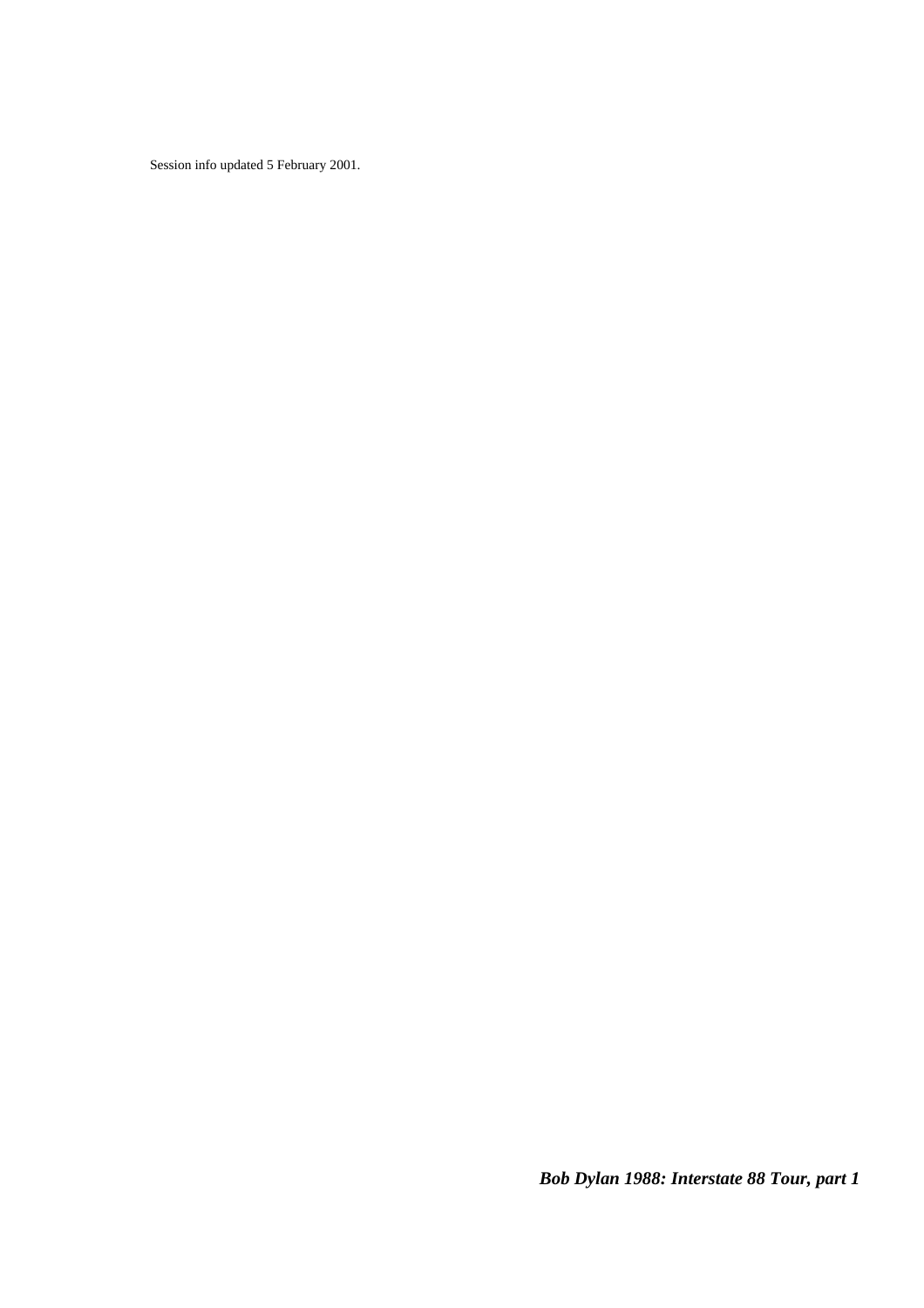Session info updated 5 February 2001.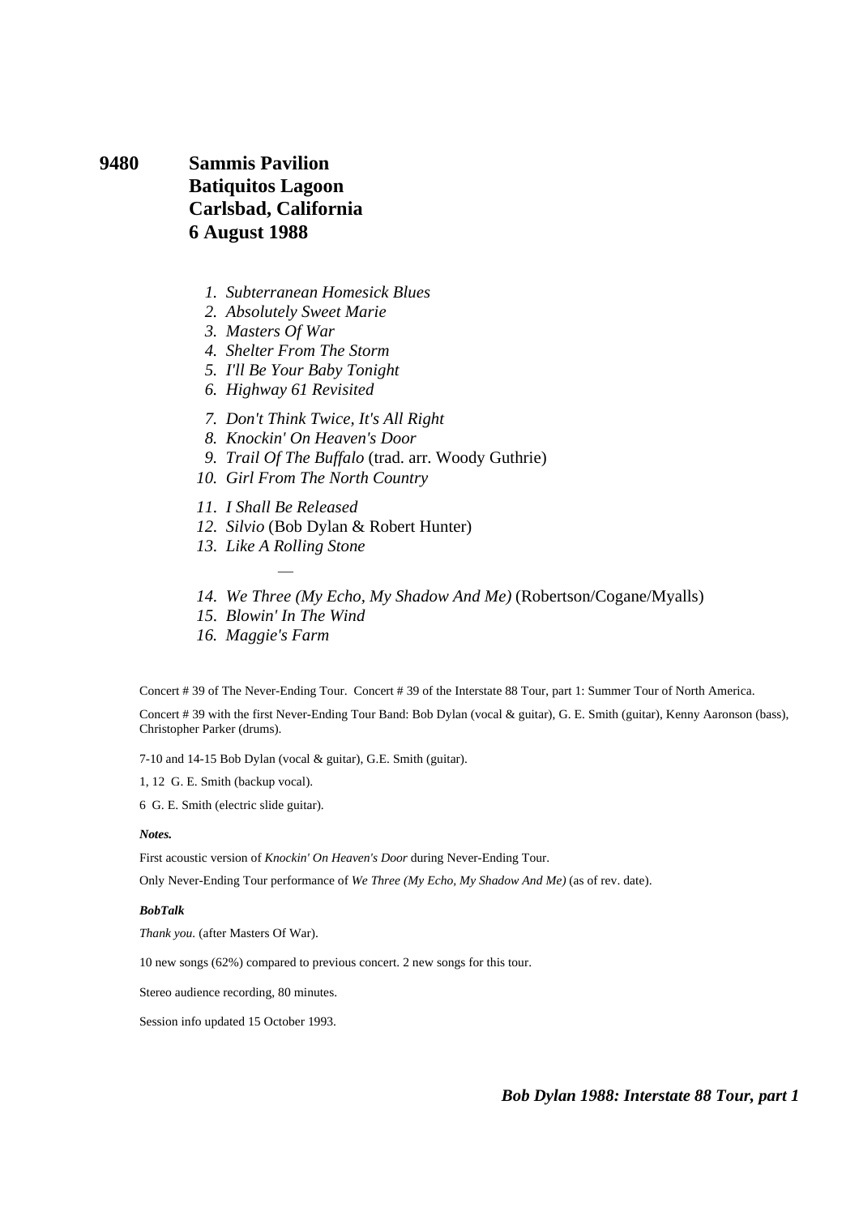# 9480 Sammis Pavilion Batiquitos Lagoon Carlsbad, California 6 August 1988

1. *Subterranean Homesick Blues*
2. *Absolutely Sweet Marie*
3. *Masters Of War*
4. *Shelter From The Storm*
5. *I'll Be Your Baby Tonight*
6. *Highway 61 Revisited*

7. *Don't Think Twice, It's All Right*
8. *Knockin' On Heaven's Door*
9. *Trail Of The Buffalo* (trad. arr. Woody Guthrie)
10. *Girl From The North Country*

11. *I Shall Be Released*
12. *Silvio* (Bob Dylan & Robert Hunter)
13. *Like A Rolling Stone*

—

14. *We Three (My Echo, My Shadow And Me)* (Robertson/Cogane/Myalls)
15. *Blowin' In The Wind*
16. *Maggie's Farm*

Concert # 39 of The Never-Ending Tour. Concert # 39 of the Interstate 88 Tour, part 1: Summer Tour of North America.

Concert # 39 with the first Never-Ending Tour Band: Bob Dylan (vocal & guitar), G. E. Smith (guitar), Kenny Aaronson (bass), Christopher Parker (drums).

7-10 and 14-15 Bob Dylan (vocal & guitar), G.E. Smith (guitar).

1, 12 G. E. Smith (backup vocal).

6 G. E. Smith (electric slide guitar).

***Notes.***

First acoustic version of *Knockin' On Heaven's Door* during Never-Ending Tour.

Only Never-Ending Tour performance of *We Three (My Echo, My Shadow And Me)* (as of rev. date).

***BobTalk***

*Thank you.* (after Masters Of War).

10 new songs (62%) compared to previous concert. 2 new songs for this tour.

Stereo audience recording, 80 minutes.

Session info updated 15 October 1993.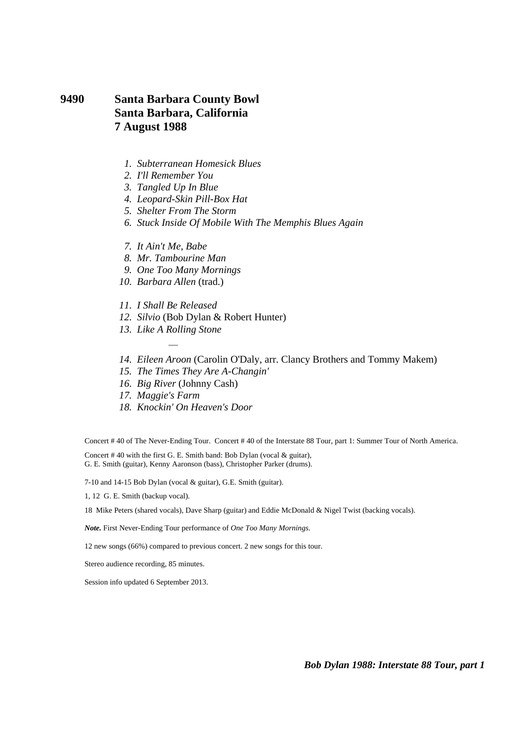**9490 Santa Barbara County Bowl**
**Santa Barbara, California**
**7 August 1988**

1. *Subterranean Homesick Blues*
2. *I'll Remember You*
3. *Tangled Up In Blue*
4. *Leopard-Skin Pill-Box Hat*
5. *Shelter From The Storm*
6. *Stuck Inside Of Mobile With The Memphis Blues Again*

7. *It Ain't Me, Babe*
8. *Mr. Tambourine Man*
9. *One Too Many Mornings*
10. *Barbara Allen* (trad.)

11. *I Shall Be Released*
12. *Silvio* (Bob Dylan & Robert Hunter)
13. *Like A Rolling Stone*

—

14. *Eileen Aroon* (Carolin O'Daly, arr. Clancy Brothers and Tommy Makem)
15. *The Times They Are A-Changin'*
16. *Big River* (Johnny Cash)
17. *Maggie's Farm*
18. *Knockin' On Heaven's Door*

Concert # 40 of The Never-Ending Tour. Concert # 40 of the Interstate 88 Tour, part 1: Summer Tour of North America.

Concert # 40 with the first G. E. Smith band: Bob Dylan (vocal & guitar), G. E. Smith (guitar), Kenny Aaronson (bass), Christopher Parker (drums).

7-10 and 14-15 Bob Dylan (vocal & guitar), G.E. Smith (guitar).

1, 12 G. E. Smith (backup vocal).

18 Mike Peters (shared vocals), Dave Sharp (guitar) and Eddie McDonald & Nigel Twist (backing vocals).

***Note.*** First Never-Ending Tour performance of *One Too Many Mornings*.

12 new songs (66%) compared to previous concert. 2 new songs for this tour.

Stereo audience recording, 85 minutes.

Session info updated 6 September 2013.